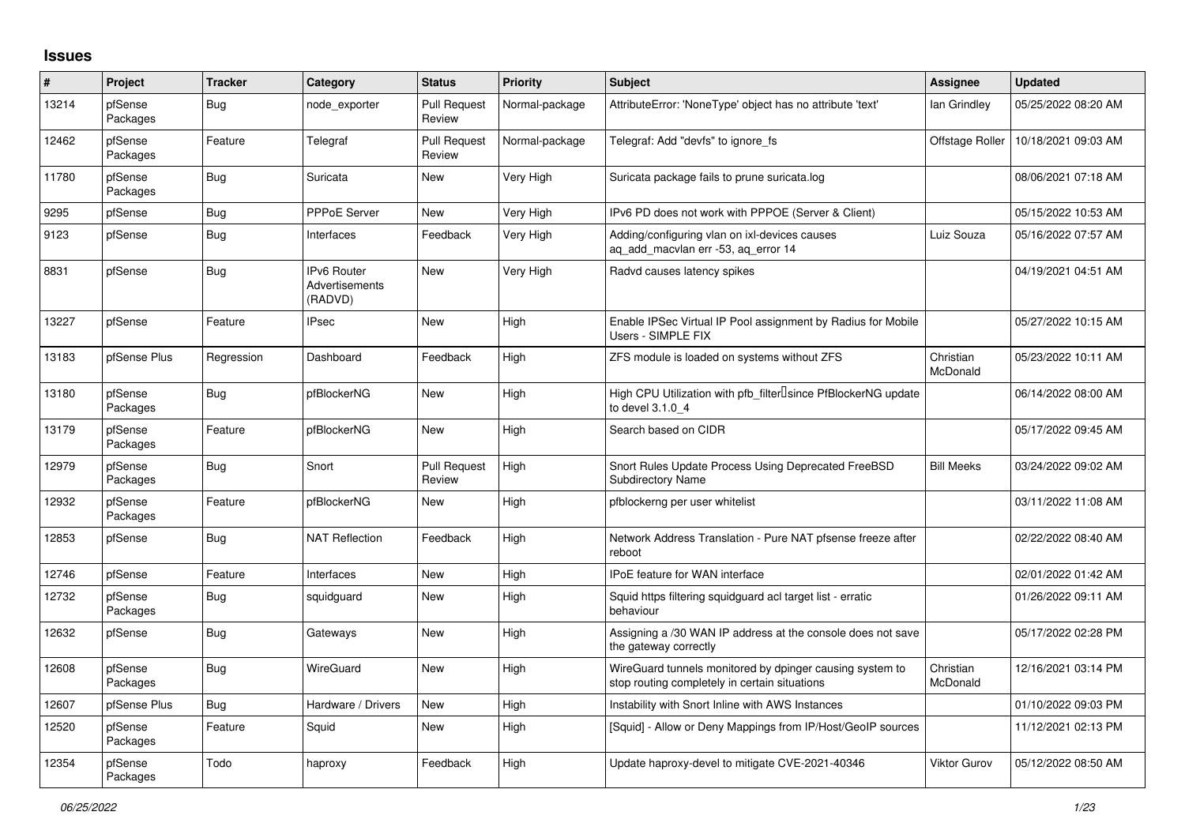## Issues

| # | Project | Tracker | Category | Status | Priority | Subject | Assignee | Updated |
|---|---|---|---|---|---|---|---|---|
| 13214 | pfSense Packages | Bug | node_exporter | Pull Request Review | Normal-package | AttributeError: 'NoneType' object has no attribute 'text' | Ian Grindley | 05/25/2022 08:20 AM |
| 12462 | pfSense Packages | Feature | Telegraf | Pull Request Review | Normal-package | Telegraf: Add "devfs" to ignore_fs | Offstage Roller | 10/18/2021 09:03 AM |
| 11780 | pfSense Packages | Bug | Suricata | New | Very High | Suricata package fails to prune suricata.log | | 08/06/2021 07:18 AM |
| 9295 | pfSense | Bug | PPPoE Server | New | Very High | IPv6 PD does not work with PPPOE (Server & Client) | | 05/15/2022 10:53 AM |
| 9123 | pfSense | Bug | Interfaces | Feedback | Very High | Adding/configuring vlan on ixl-devices causes aq_add_macvlan err -53, aq_error 14 | Luiz Souza | 05/16/2022 07:57 AM |
| 8831 | pfSense | Bug | IPv6 Router Advertisements (RADVD) | New | Very High | Radvd causes latency spikes | | 04/19/2021 04:51 AM |
| 13227 | pfSense | Feature | IPsec | New | High | Enable IPSec Virtual IP Pool assignment by Radius for Mobile Users - SIMPLE FIX | | 05/27/2022 10:15 AM |
| 13183 | pfSense Plus | Regression | Dashboard | Feedback | High | ZFS module is loaded on systems without ZFS | Christian McDonald | 05/23/2022 10:11 AM |
| 13180 | pfSense Packages | Bug | pfBlockerNG | New | High | High CPU Utilization with pfb_filter since PfBlockerNG update to devel 3.1.0_4 | | 06/14/2022 08:00 AM |
| 13179 | pfSense Packages | Feature | pfBlockerNG | New | High | Search based on CIDR | | 05/17/2022 09:45 AM |
| 12979 | pfSense Packages | Bug | Snort | Pull Request Review | High | Snort Rules Update Process Using Deprecated FreeBSD Subdirectory Name | Bill Meeks | 03/24/2022 09:02 AM |
| 12932 | pfSense Packages | Feature | pfBlockerNG | New | High | pfblockerng per user whitelist | | 03/11/2022 11:08 AM |
| 12853 | pfSense | Bug | NAT Reflection | Feedback | High | Network Address Translation - Pure NAT pfsense freeze after reboot | | 02/22/2022 08:40 AM |
| 12746 | pfSense | Feature | Interfaces | New | High | IPoE feature for WAN interface | | 02/01/2022 01:42 AM |
| 12732 | pfSense Packages | Bug | squidguard | New | High | Squid https filtering squidguard acl target list - erratic behaviour | | 01/26/2022 09:11 AM |
| 12632 | pfSense | Bug | Gateways | New | High | Assigning a /30 WAN IP address at the console does not save the gateway correctly | | 05/17/2022 02:28 PM |
| 12608 | pfSense Packages | Bug | WireGuard | New | High | WireGuard tunnels monitored by dpinger causing system to stop routing completely in certain situations | Christian McDonald | 12/16/2021 03:14 PM |
| 12607 | pfSense Plus | Bug | Hardware / Drivers | New | High | Instability with Snort Inline with AWS Instances | | 01/10/2022 09:03 PM |
| 12520 | pfSense Packages | Feature | Squid | New | High | [Squid] - Allow or Deny Mappings from IP/Host/GeoIP sources | | 11/12/2021 02:13 PM |
| 12354 | pfSense Packages | Todo | haproxy | Feedback | High | Update haproxy-devel to mitigate CVE-2021-40346 | Viktor Gurov | 05/12/2022 08:50 AM |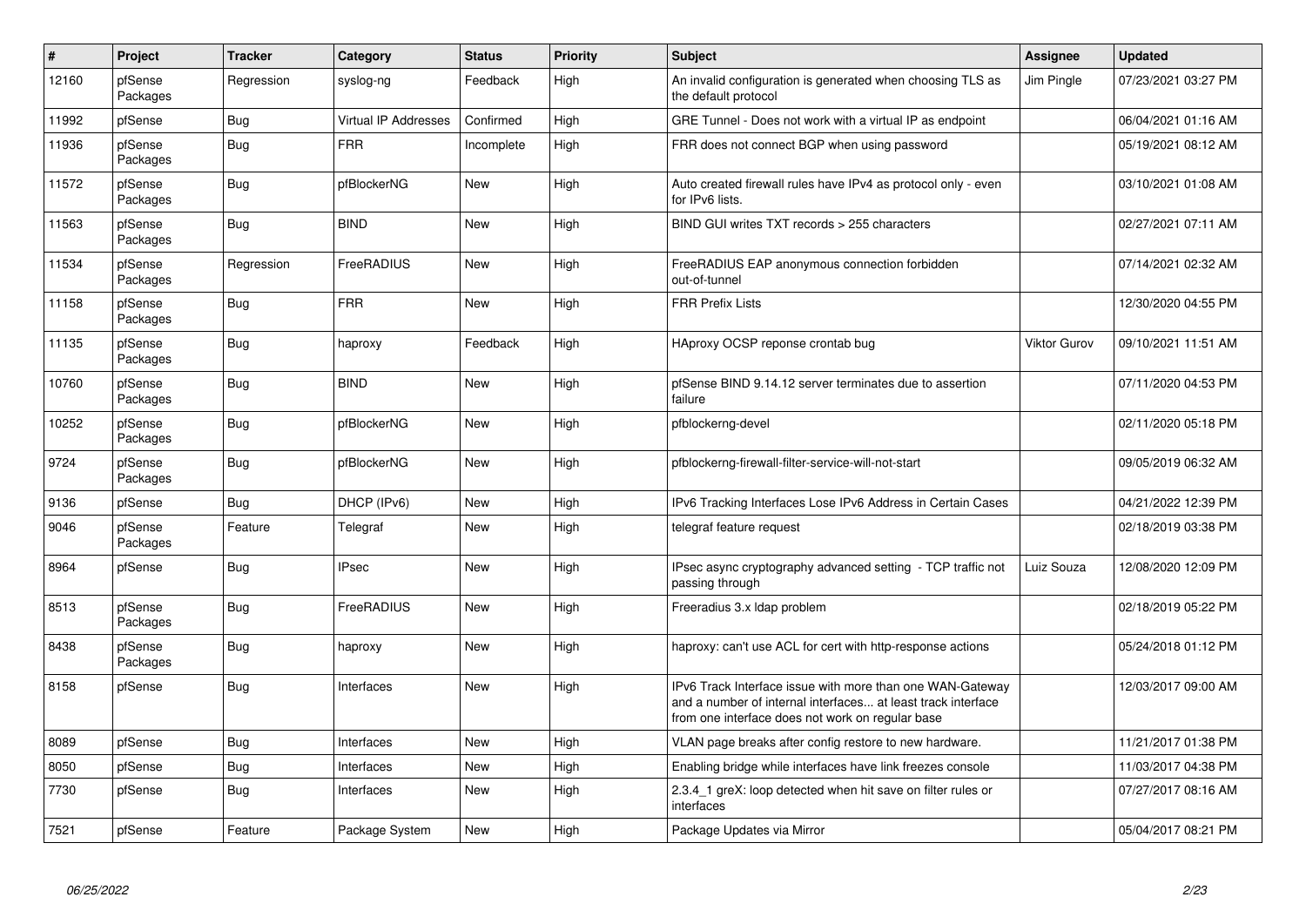| # | Project | Tracker | Category | Status | Priority | Subject | Assignee | Updated |
|---|---|---|---|---|---|---|---|---|
| 12160 | pfSense Packages | Regression | syslog-ng | Feedback | High | An invalid configuration is generated when choosing TLS as the default protocol | Jim Pingle | 07/23/2021 03:27 PM |
| 11992 | pfSense | Bug | Virtual IP Addresses | Confirmed | High | GRE Tunnel - Does not work with a virtual IP as endpoint | | 06/04/2021 01:16 AM |
| 11936 | pfSense Packages | Bug | FRR | Incomplete | High | FRR does not connect BGP when using password | | 05/19/2021 08:12 AM |
| 11572 | pfSense Packages | Bug | pfBlockerNG | New | High | Auto created firewall rules have IPv4 as protocol only - even for IPv6 lists. | | 03/10/2021 01:08 AM |
| 11563 | pfSense Packages | Bug | BIND | New | High | BIND GUI writes TXT records > 255 characters | | 02/27/2021 07:11 AM |
| 11534 | pfSense Packages | Regression | FreeRADIUS | New | High | FreeRADIUS EAP anonymous connection forbidden out-of-tunnel | | 07/14/2021 02:32 AM |
| 11158 | pfSense Packages | Bug | FRR | New | High | FRR Prefix Lists | | 12/30/2020 04:55 PM |
| 11135 | pfSense Packages | Bug | haproxy | Feedback | High | HAproxy OCSP reponse crontab bug | Viktor Gurov | 09/10/2021 11:51 AM |
| 10760 | pfSense Packages | Bug | BIND | New | High | pfSense BIND 9.14.12 server terminates due to assertion failure | | 07/11/2020 04:53 PM |
| 10252 | pfSense Packages | Bug | pfBlockerNG | New | High | pfblockerng-devel | | 02/11/2020 05:18 PM |
| 9724 | pfSense Packages | Bug | pfBlockerNG | New | High | pfblockerng-firewall-filter-service-will-not-start | | 09/05/2019 06:32 AM |
| 9136 | pfSense | Bug | DHCP (IPv6) | New | High | IPv6 Tracking Interfaces Lose IPv6 Address in Certain Cases | | 04/21/2022 12:39 PM |
| 9046 | pfSense Packages | Feature | Telegraf | New | High | telegraf feature request | | 02/18/2019 03:38 PM |
| 8964 | pfSense | Bug | IPsec | New | High | IPsec async cryptography advanced setting - TCP traffic not passing through | Luiz Souza | 12/08/2020 12:09 PM |
| 8513 | pfSense Packages | Bug | FreeRADIUS | New | High | Freeradius 3.x ldap problem | | 02/18/2019 05:22 PM |
| 8438 | pfSense Packages | Bug | haproxy | New | High | haproxy: can't use ACL for cert with http-response actions | | 05/24/2018 01:12 PM |
| 8158 | pfSense | Bug | Interfaces | New | High | IPv6 Track Interface issue with more than one WAN-Gateway and a number of internal interfaces... at least track interface from one interface does not work on regular base | | 12/03/2017 09:00 AM |
| 8089 | pfSense | Bug | Interfaces | New | High | VLAN page breaks after config restore to new hardware. | | 11/21/2017 01:38 PM |
| 8050 | pfSense | Bug | Interfaces | New | High | Enabling bridge while interfaces have link freezes console | | 11/03/2017 04:38 PM |
| 7730 | pfSense | Bug | Interfaces | New | High | 2.3.4_1 greX: loop detected when hit save on filter rules or interfaces | | 07/27/2017 08:16 AM |
| 7521 | pfSense | Feature | Package System | New | High | Package Updates via Mirror | | 05/04/2017 08:21 PM |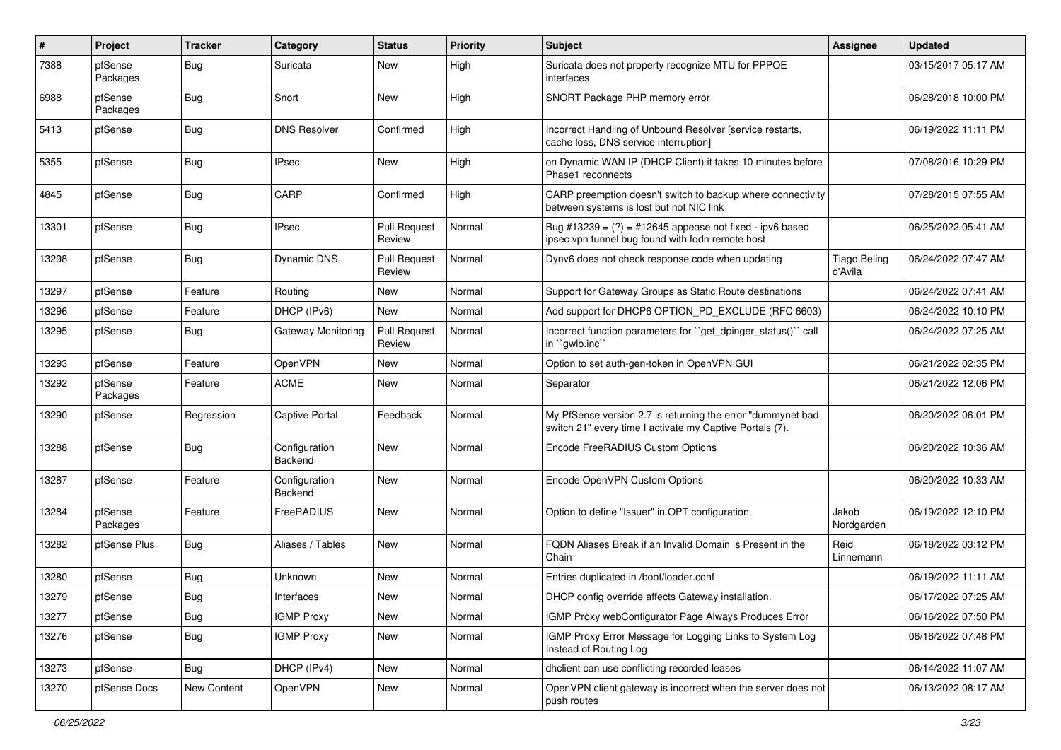| # | Project | Tracker | Category | Status | Priority | Subject | Assignee | Updated |
|---|---|---|---|---|---|---|---|---|
| 7388 | pfSense Packages | Bug | Suricata | New | High | Suricata does not property recognize MTU for PPPOE interfaces | | 03/15/2017 05:17 AM |
| 6988 | pfSense Packages | Bug | Snort | New | High | SNORT Package PHP memory error | | 06/28/2018 10:00 PM |
| 5413 | pfSense | Bug | DNS Resolver | Confirmed | High | Incorrect Handling of Unbound Resolver [service restarts, cache loss, DNS service interruption] | | 06/19/2022 11:11 PM |
| 5355 | pfSense | Bug | IPsec | New | High | on Dynamic WAN IP (DHCP Client) it takes 10 minutes before Phase1 reconnects | | 07/08/2016 10:29 PM |
| 4845 | pfSense | Bug | CARP | Confirmed | High | CARP preemption doesn't switch to backup where connectivity between systems is lost but not NIC link | | 07/28/2015 07:55 AM |
| 13301 | pfSense | Bug | IPsec | Pull Request Review | Normal | Bug #13239 = (?) = #12645 appease not fixed - ipv6 based ipsec vpn tunnel bug found with fqdn remote host | | 06/25/2022 05:41 AM |
| 13298 | pfSense | Bug | Dynamic DNS | Pull Request Review | Normal | Dynv6 does not check response code when updating | Tiago Beling d'Avila | 06/24/2022 07:47 AM |
| 13297 | pfSense | Feature | Routing | New | Normal | Support for Gateway Groups as Static Route destinations | | 06/24/2022 07:41 AM |
| 13296 | pfSense | Feature | DHCP (IPv6) | New | Normal | Add support for DHCP6 OPTION_PD_EXCLUDE (RFC 6603) | | 06/24/2022 10:10 PM |
| 13295 | pfSense | Bug | Gateway Monitoring | Pull Request Review | Normal | Incorrect function parameters for ``get_dpinger_status()`` call in ``gwlb.inc`` | | 06/24/2022 07:25 AM |
| 13293 | pfSense | Feature | OpenVPN | New | Normal | Option to set auth-gen-token in OpenVPN GUI | | 06/21/2022 02:35 PM |
| 13292 | pfSense Packages | Feature | ACME | New | Normal | Separator | | 06/21/2022 12:06 PM |
| 13290 | pfSense | Regression | Captive Portal | Feedback | Normal | My PfSense version 2.7 is returning the error "dummynet bad switch 21" every time I activate my Captive Portals (7). | | 06/20/2022 06:01 PM |
| 13288 | pfSense | Bug | Configuration Backend | New | Normal | Encode FreeRADIUS Custom Options | | 06/20/2022 10:36 AM |
| 13287 | pfSense | Feature | Configuration Backend | New | Normal | Encode OpenVPN Custom Options | | 06/20/2022 10:33 AM |
| 13284 | pfSense Packages | Feature | FreeRADIUS | New | Normal | Option to define "Issuer" in OPT configuration. | Jakob Nordgarden | 06/19/2022 12:10 PM |
| 13282 | pfSense Plus | Bug | Aliases / Tables | New | Normal | FQDN Aliases Break if an Invalid Domain is Present in the Chain | Reid Linnemann | 06/18/2022 03:12 PM |
| 13280 | pfSense | Bug | Unknown | New | Normal | Entries duplicated in /boot/loader.conf | | 06/19/2022 11:11 AM |
| 13279 | pfSense | Bug | Interfaces | New | Normal | DHCP config override affects Gateway installation. | | 06/17/2022 07:25 AM |
| 13277 | pfSense | Bug | IGMP Proxy | New | Normal | IGMP Proxy webConfigurator Page Always Produces Error | | 06/16/2022 07:50 PM |
| 13276 | pfSense | Bug | IGMP Proxy | New | Normal | IGMP Proxy Error Message for Logging Links to System Log Instead of Routing Log | | 06/16/2022 07:48 PM |
| 13273 | pfSense | Bug | DHCP (IPv4) | New | Normal | dhclient can use conflicting recorded leases | | 06/14/2022 11:07 AM |
| 13270 | pfSense Docs | New Content | OpenVPN | New | Normal | OpenVPN client gateway is incorrect when the server does not push routes | | 06/13/2022 08:17 AM |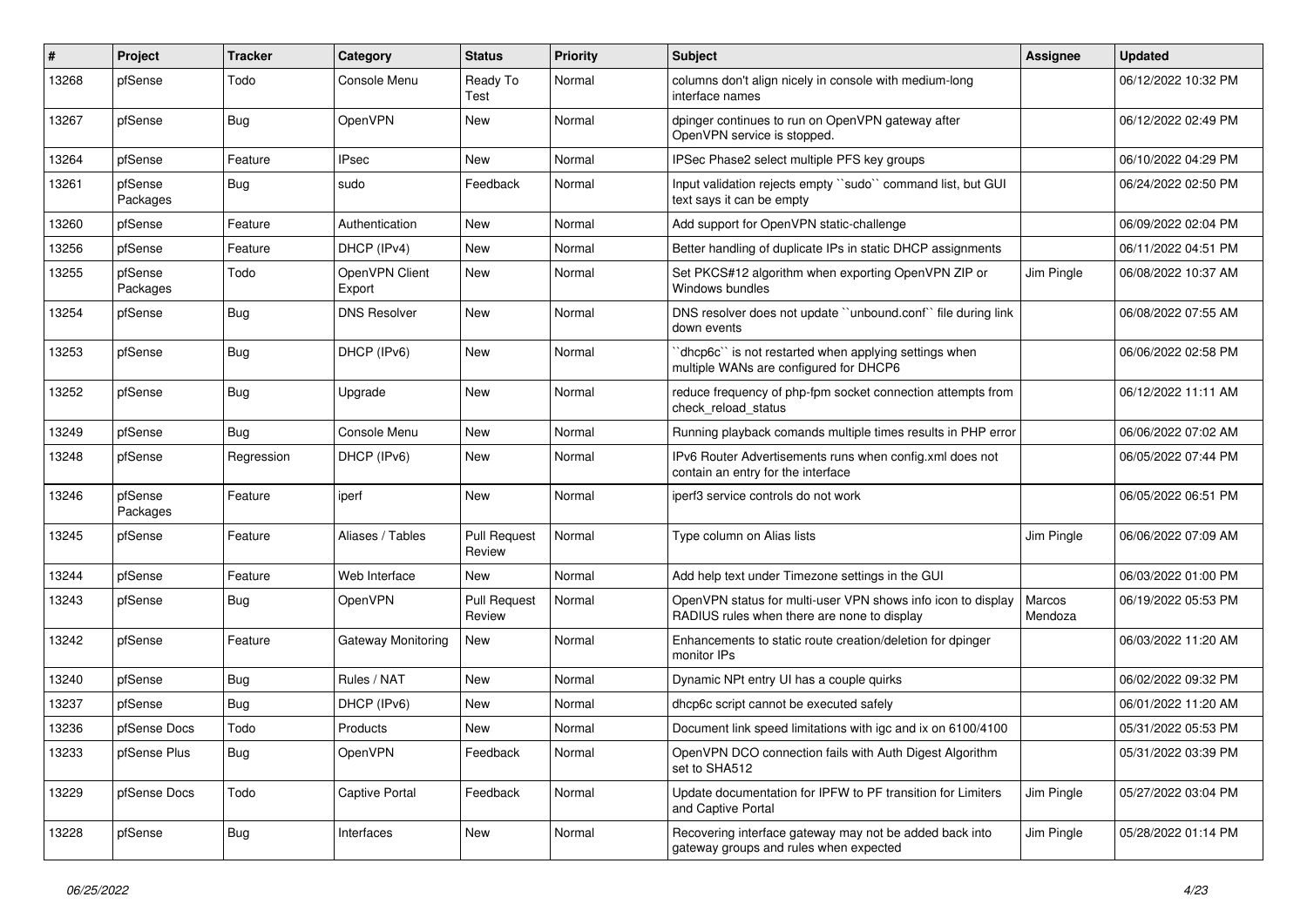| # | Project | Tracker | Category | Status | Priority | Subject | Assignee | Updated |
|---|---|---|---|---|---|---|---|---|
| 13268 | pfSense | Todo | Console Menu | Ready To Test | Normal | columns don't align nicely in console with medium-long interface names | | 06/12/2022 10:32 PM |
| 13267 | pfSense | Bug | OpenVPN | New | Normal | dpinger continues to run on OpenVPN gateway after OpenVPN service is stopped. | | 06/12/2022 02:49 PM |
| 13264 | pfSense | Feature | IPsec | New | Normal | IPSec Phase2 select multiple PFS key groups | | 06/10/2022 04:29 PM |
| 13261 | pfSense Packages | Bug | sudo | Feedback | Normal | Input validation rejects empty ``sudo`` command list, but GUI text says it can be empty | | 06/24/2022 02:50 PM |
| 13260 | pfSense | Feature | Authentication | New | Normal | Add support for OpenVPN static-challenge | | 06/09/2022 02:04 PM |
| 13256 | pfSense | Feature | DHCP (IPv4) | New | Normal | Better handling of duplicate IPs in static DHCP assignments | | 06/11/2022 04:51 PM |
| 13255 | pfSense Packages | Todo | OpenVPN Client Export | New | Normal | Set PKCS#12 algorithm when exporting OpenVPN ZIP or Windows bundles | Jim Pingle | 06/08/2022 10:37 AM |
| 13254 | pfSense | Bug | DNS Resolver | New | Normal | DNS resolver does not update ``unbound.conf`` file during link down events | | 06/08/2022 07:55 AM |
| 13253 | pfSense | Bug | DHCP (IPv6) | New | Normal | ``dhcp6c`` is not restarted when applying settings when multiple WANs are configured for DHCP6 | | 06/06/2022 02:58 PM |
| 13252 | pfSense | Bug | Upgrade | New | Normal | reduce frequency of php-fpm socket connection attempts from check_reload_status | | 06/12/2022 11:11 AM |
| 13249 | pfSense | Bug | Console Menu | New | Normal | Running playback comands multiple times results in PHP error | | 06/06/2022 07:02 AM |
| 13248 | pfSense | Regression | DHCP (IPv6) | New | Normal | IPv6 Router Advertisements runs when config.xml does not contain an entry for the interface | | 06/05/2022 07:44 PM |
| 13246 | pfSense Packages | Feature | iperf | New | Normal | iperf3 service controls do not work | | 06/05/2022 06:51 PM |
| 13245 | pfSense | Feature | Aliases / Tables | Pull Request Review | Normal | Type column on Alias lists | Jim Pingle | 06/06/2022 07:09 AM |
| 13244 | pfSense | Feature | Web Interface | New | Normal | Add help text under Timezone settings in the GUI | | 06/03/2022 01:00 PM |
| 13243 | pfSense | Bug | OpenVPN | Pull Request Review | Normal | OpenVPN status for multi-user VPN shows info icon to display RADIUS rules when there are none to display | Marcos Mendoza | 06/19/2022 05:53 PM |
| 13242 | pfSense | Feature | Gateway Monitoring | New | Normal | Enhancements to static route creation/deletion for dpinger monitor IPs | | 06/03/2022 11:20 AM |
| 13240 | pfSense | Bug | Rules / NAT | New | Normal | Dynamic NPt entry UI has a couple quirks | | 06/02/2022 09:32 PM |
| 13237 | pfSense | Bug | DHCP (IPv6) | New | Normal | dhcp6c script cannot be executed safely | | 06/01/2022 11:20 AM |
| 13236 | pfSense Docs | Todo | Products | New | Normal | Document link speed limitations with igc and ix on 6100/4100 | | 05/31/2022 05:53 PM |
| 13233 | pfSense Plus | Bug | OpenVPN | Feedback | Normal | OpenVPN DCO connection fails with Auth Digest Algorithm set to SHA512 | | 05/31/2022 03:39 PM |
| 13229 | pfSense Docs | Todo | Captive Portal | Feedback | Normal | Update documentation for IPFW to PF transition for Limiters and Captive Portal | Jim Pingle | 05/27/2022 03:04 PM |
| 13228 | pfSense | Bug | Interfaces | New | Normal | Recovering interface gateway may not be added back into gateway groups and rules when expected | Jim Pingle | 05/28/2022 01:14 PM |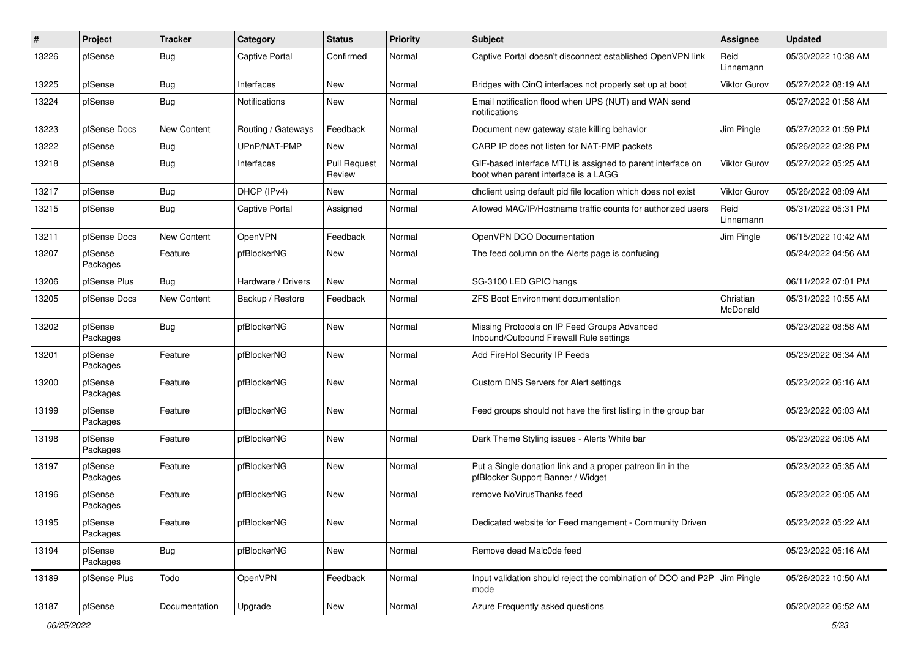| # | Project | Tracker | Category | Status | Priority | Subject | Assignee | Updated |
|---|---|---|---|---|---|---|---|---|
| 13226 | pfSense | Bug | Captive Portal | Confirmed | Normal | Captive Portal doesn't disconnect established OpenVPN link | Reid Linnemann | 05/30/2022 10:38 AM |
| 13225 | pfSense | Bug | Interfaces | New | Normal | Bridges with QinQ interfaces not properly set up at boot | Viktor Gurov | 05/27/2022 08:19 AM |
| 13224 | pfSense | Bug | Notifications | New | Normal | Email notification flood when UPS (NUT) and WAN send notifications | | 05/27/2022 01:58 AM |
| 13223 | pfSense Docs | New Content | Routing / Gateways | Feedback | Normal | Document new gateway state killing behavior | Jim Pingle | 05/27/2022 01:59 PM |
| 13222 | pfSense | Bug | UPnP/NAT-PMP | New | Normal | CARP IP does not listen for NAT-PMP packets | | 05/26/2022 02:28 PM |
| 13218 | pfSense | Bug | Interfaces | Pull Request Review | Normal | GIF-based interface MTU is assigned to parent interface on boot when parent interface is a LAGG | Viktor Gurov | 05/27/2022 05:25 AM |
| 13217 | pfSense | Bug | DHCP (IPv4) | New | Normal | dhclient using default pid file location which does not exist | Viktor Gurov | 05/26/2022 08:09 AM |
| 13215 | pfSense | Bug | Captive Portal | Assigned | Normal | Allowed MAC/IP/Hostname traffic counts for authorized users | Reid Linnemann | 05/31/2022 05:31 PM |
| 13211 | pfSense Docs | New Content | OpenVPN | Feedback | Normal | OpenVPN DCO Documentation | Jim Pingle | 06/15/2022 10:42 AM |
| 13207 | pfSense Packages | Feature | pfBlockerNG | New | Normal | The feed column on the Alerts page is confusing | | 05/24/2022 04:56 AM |
| 13206 | pfSense Plus | Bug | Hardware / Drivers | New | Normal | SG-3100 LED GPIO hangs | | 06/11/2022 07:01 PM |
| 13205 | pfSense Docs | New Content | Backup / Restore | Feedback | Normal | ZFS Boot Environment documentation | Christian McDonald | 05/31/2022 10:55 AM |
| 13202 | pfSense Packages | Bug | pfBlockerNG | New | Normal | Missing Protocols on IP Feed Groups Advanced Inbound/Outbound Firewall Rule settings | | 05/23/2022 08:58 AM |
| 13201 | pfSense Packages | Feature | pfBlockerNG | New | Normal | Add FireHol Security IP Feeds | | 05/23/2022 06:34 AM |
| 13200 | pfSense Packages | Feature | pfBlockerNG | New | Normal | Custom DNS Servers for Alert settings | | 05/23/2022 06:16 AM |
| 13199 | pfSense Packages | Feature | pfBlockerNG | New | Normal | Feed groups should not have the first listing in the group bar | | 05/23/2022 06:03 AM |
| 13198 | pfSense Packages | Feature | pfBlockerNG | New | Normal | Dark Theme Styling issues - Alerts White bar | | 05/23/2022 06:05 AM |
| 13197 | pfSense Packages | Feature | pfBlockerNG | New | Normal | Put a Single donation link and a proper patreon lin in the pfBlocker Support Banner / Widget | | 05/23/2022 05:35 AM |
| 13196 | pfSense Packages | Feature | pfBlockerNG | New | Normal | remove NoVirusThanks feed | | 05/23/2022 06:05 AM |
| 13195 | pfSense Packages | Feature | pfBlockerNG | New | Normal | Dedicated website for Feed mangement - Community Driven | | 05/23/2022 05:22 AM |
| 13194 | pfSense Packages | Bug | pfBlockerNG | New | Normal | Remove dead Malc0de feed | | 05/23/2022 05:16 AM |
| 13189 | pfSense Plus | Todo | OpenVPN | Feedback | Normal | Input validation should reject the combination of DCO and P2P mode | Jim Pingle | 05/26/2022 10:50 AM |
| 13187 | pfSense | Documentation | Upgrade | New | Normal | Azure Frequently asked questions | | 05/20/2022 06:52 AM |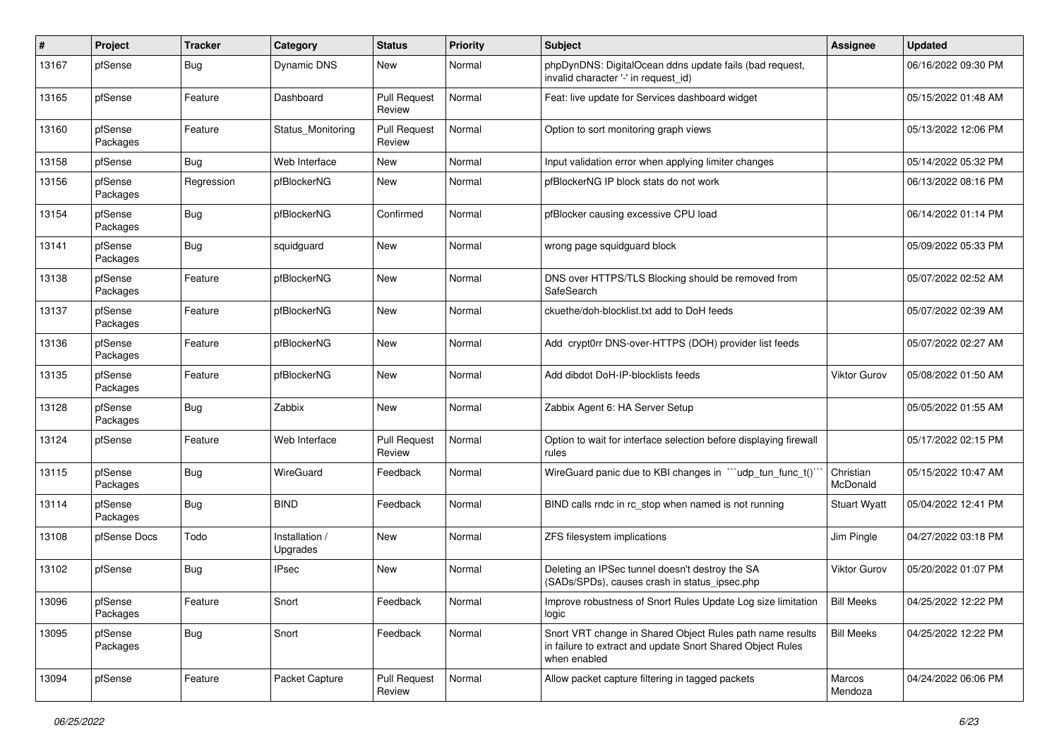| # | Project | Tracker | Category | Status | Priority | Subject | Assignee | Updated |
|---|---|---|---|---|---|---|---|---|
| 13167 | pfSense | Bug | Dynamic DNS | New | Normal | phpDynDNS: DigitalOcean ddns update fails (bad request, invalid character '-' in request_id) | | 06/16/2022 09:30 PM |
| 13165 | pfSense | Feature | Dashboard | Pull Request Review | Normal | Feat: live update for Services dashboard widget | | 05/15/2022 01:48 AM |
| 13160 | pfSense Packages | Feature | Status_Monitoring | Pull Request Review | Normal | Option to sort monitoring graph views | | 05/13/2022 12:06 PM |
| 13158 | pfSense | Bug | Web Interface | New | Normal | Input validation error when applying limiter changes | | 05/14/2022 05:32 PM |
| 13156 | pfSense Packages | Regression | pfBlockerNG | New | Normal | pfBlockerNG IP block stats do not work | | 06/13/2022 08:16 PM |
| 13154 | pfSense Packages | Bug | pfBlockerNG | Confirmed | Normal | pfBlocker causing excessive CPU load | | 06/14/2022 01:14 PM |
| 13141 | pfSense Packages | Bug | squidguard | New | Normal | wrong page squidguard block | | 05/09/2022 05:33 PM |
| 13138 | pfSense Packages | Feature | pfBlockerNG | New | Normal | DNS over HTTPS/TLS Blocking should be removed from SafeSearch | | 05/07/2022 02:52 AM |
| 13137 | pfSense Packages | Feature | pfBlockerNG | New | Normal | ckuethe/doh-blocklist.txt add to DoH feeds | | 05/07/2022 02:39 AM |
| 13136 | pfSense Packages | Feature | pfBlockerNG | New | Normal | Add crypt0rr DNS-over-HTTPS (DOH) provider list feeds | | 05/07/2022 02:27 AM |
| 13135 | pfSense Packages | Feature | pfBlockerNG | New | Normal | Add dibdot DoH-IP-blocklists feeds | Viktor Gurov | 05/08/2022 01:50 AM |
| 13128 | pfSense Packages | Bug | Zabbix | New | Normal | Zabbix Agent 6: HA Server Setup | | 05/05/2022 01:55 AM |
| 13124 | pfSense | Feature | Web Interface | Pull Request Review | Normal | Option to wait for interface selection before displaying firewall rules | | 05/17/2022 02:15 PM |
| 13115 | pfSense Packages | Bug | WireGuard | Feedback | Normal | WireGuard panic due to KBI changes in ```udp_tun_func_t()``` | Christian McDonald | 05/15/2022 10:47 AM |
| 13114 | pfSense Packages | Bug | BIND | Feedback | Normal | BIND calls rndc in rc_stop when named is not running | Stuart Wyatt | 05/04/2022 12:41 PM |
| 13108 | pfSense Docs | Todo | Installation / Upgrades | New | Normal | ZFS filesystem implications | Jim Pingle | 04/27/2022 03:18 PM |
| 13102 | pfSense | Bug | IPsec | New | Normal | Deleting an IPSec tunnel doesn't destroy the SA (SADs/SPDs), causes crash in status_ipsec.php | Viktor Gurov | 05/20/2022 01:07 PM |
| 13096 | pfSense Packages | Feature | Snort | Feedback | Normal | Improve robustness of Snort Rules Update Log size limitation logic | Bill Meeks | 04/25/2022 12:22 PM |
| 13095 | pfSense Packages | Bug | Snort | Feedback | Normal | Snort VRT change in Shared Object Rules path name results in failure to extract and update Snort Shared Object Rules when enabled | Bill Meeks | 04/25/2022 12:22 PM |
| 13094 | pfSense | Feature | Packet Capture | Pull Request Review | Normal | Allow packet capture filtering in tagged packets | Marcos Mendoza | 04/24/2022 06:06 PM |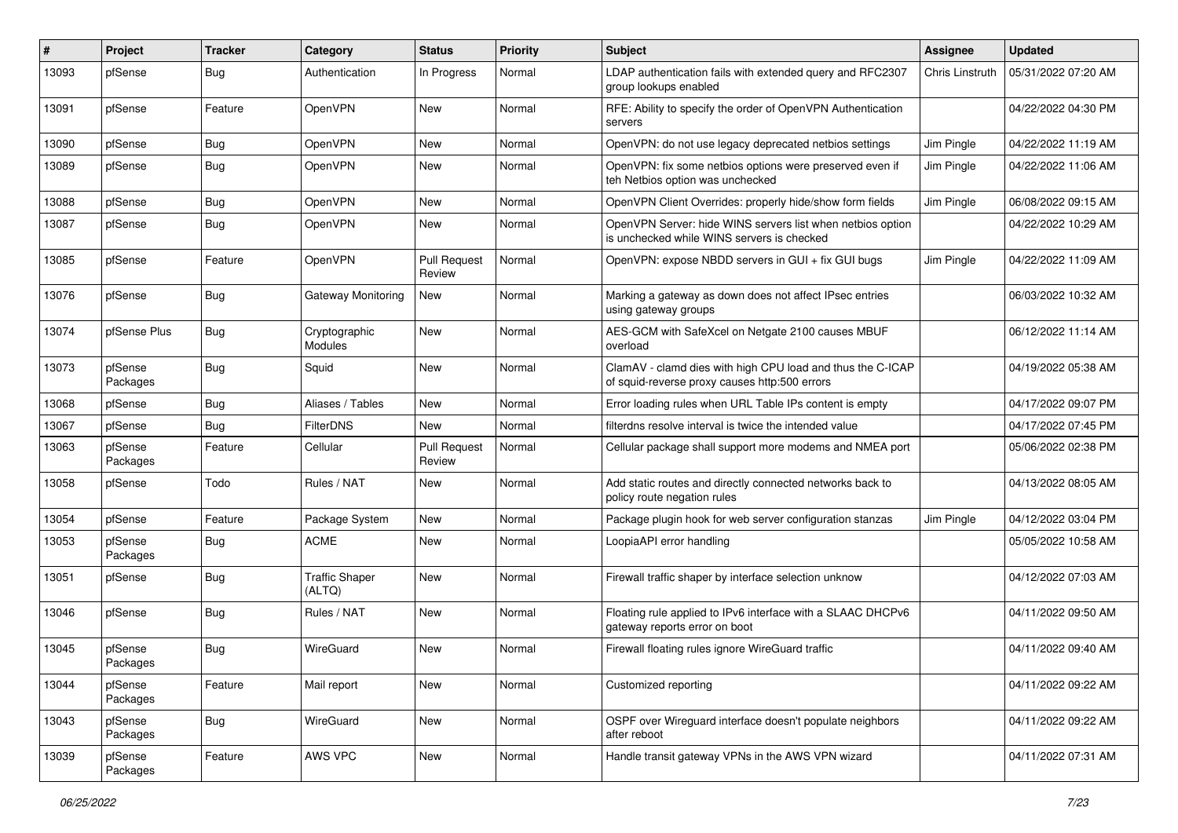| # | Project | Tracker | Category | Status | Priority | Subject | Assignee | Updated |
|---|---|---|---|---|---|---|---|---|
| 13093 | pfSense | Bug | Authentication | In Progress | Normal | LDAP authentication fails with extended query and RFC2307 group lookups enabled | Chris Linstruth | 05/31/2022 07:20 AM |
| 13091 | pfSense | Feature | OpenVPN | New | Normal | RFE: Ability to specify the order of OpenVPN Authentication servers | | 04/22/2022 04:30 PM |
| 13090 | pfSense | Bug | OpenVPN | New | Normal | OpenVPN: do not use legacy deprecated netbios settings | Jim Pingle | 04/22/2022 11:19 AM |
| 13089 | pfSense | Bug | OpenVPN | New | Normal | OpenVPN: fix some netbios options were preserved even if teh Netbios option was unchecked | Jim Pingle | 04/22/2022 11:06 AM |
| 13088 | pfSense | Bug | OpenVPN | New | Normal | OpenVPN Client Overrides: properly hide/show form fields | Jim Pingle | 06/08/2022 09:15 AM |
| 13087 | pfSense | Bug | OpenVPN | New | Normal | OpenVPN Server: hide WINS servers list when netbios option is unchecked while WINS servers is checked | | 04/22/2022 10:29 AM |
| 13085 | pfSense | Feature | OpenVPN | Pull Request Review | Normal | OpenVPN: expose NBDD servers in GUI + fix GUI bugs | Jim Pingle | 04/22/2022 11:09 AM |
| 13076 | pfSense | Bug | Gateway Monitoring | New | Normal | Marking a gateway as down does not affect IPsec entries using gateway groups | | 06/03/2022 10:32 AM |
| 13074 | pfSense Plus | Bug | Cryptographic Modules | New | Normal | AES-GCM with SafeXcel on Netgate 2100 causes MBUF overload | | 06/12/2022 11:14 AM |
| 13073 | pfSense Packages | Bug | Squid | New | Normal | ClamAV - clamd dies with high CPU load and thus the C-ICAP of squid-reverse proxy causes http:500 errors | | 04/19/2022 05:38 AM |
| 13068 | pfSense | Bug | Aliases / Tables | New | Normal | Error loading rules when URL Table IPs content is empty | | 04/17/2022 09:07 PM |
| 13067 | pfSense | Bug | FilterDNS | New | Normal | filterdns resolve interval is twice the intended value | | 04/17/2022 07:45 PM |
| 13063 | pfSense Packages | Feature | Cellular | Pull Request Review | Normal | Cellular package shall support more modems and NMEA port | | 05/06/2022 02:38 PM |
| 13058 | pfSense | Todo | Rules / NAT | New | Normal | Add static routes and directly connected networks back to policy route negation rules | | 04/13/2022 08:05 AM |
| 13054 | pfSense | Feature | Package System | New | Normal | Package plugin hook for web server configuration stanzas | Jim Pingle | 04/12/2022 03:04 PM |
| 13053 | pfSense Packages | Bug | ACME | New | Normal | LoopiaAPI error handling | | 05/05/2022 10:58 AM |
| 13051 | pfSense | Bug | Traffic Shaper (ALTQ) | New | Normal | Firewall traffic shaper by interface selection unknow | | 04/12/2022 07:03 AM |
| 13046 | pfSense | Bug | Rules / NAT | New | Normal | Floating rule applied to IPv6 interface with a SLAAC DHCPv6 gateway reports error on boot | | 04/11/2022 09:50 AM |
| 13045 | pfSense Packages | Bug | WireGuard | New | Normal | Firewall floating rules ignore WireGuard traffic | | 04/11/2022 09:40 AM |
| 13044 | pfSense Packages | Feature | Mail report | New | Normal | Customized reporting | | 04/11/2022 09:22 AM |
| 13043 | pfSense Packages | Bug | WireGuard | New | Normal | OSPF over Wireguard interface doesn't populate neighbors after reboot | | 04/11/2022 09:22 AM |
| 13039 | pfSense Packages | Feature | AWS VPC | New | Normal | Handle transit gateway VPNs in the AWS VPN wizard | | 04/11/2022 07:31 AM |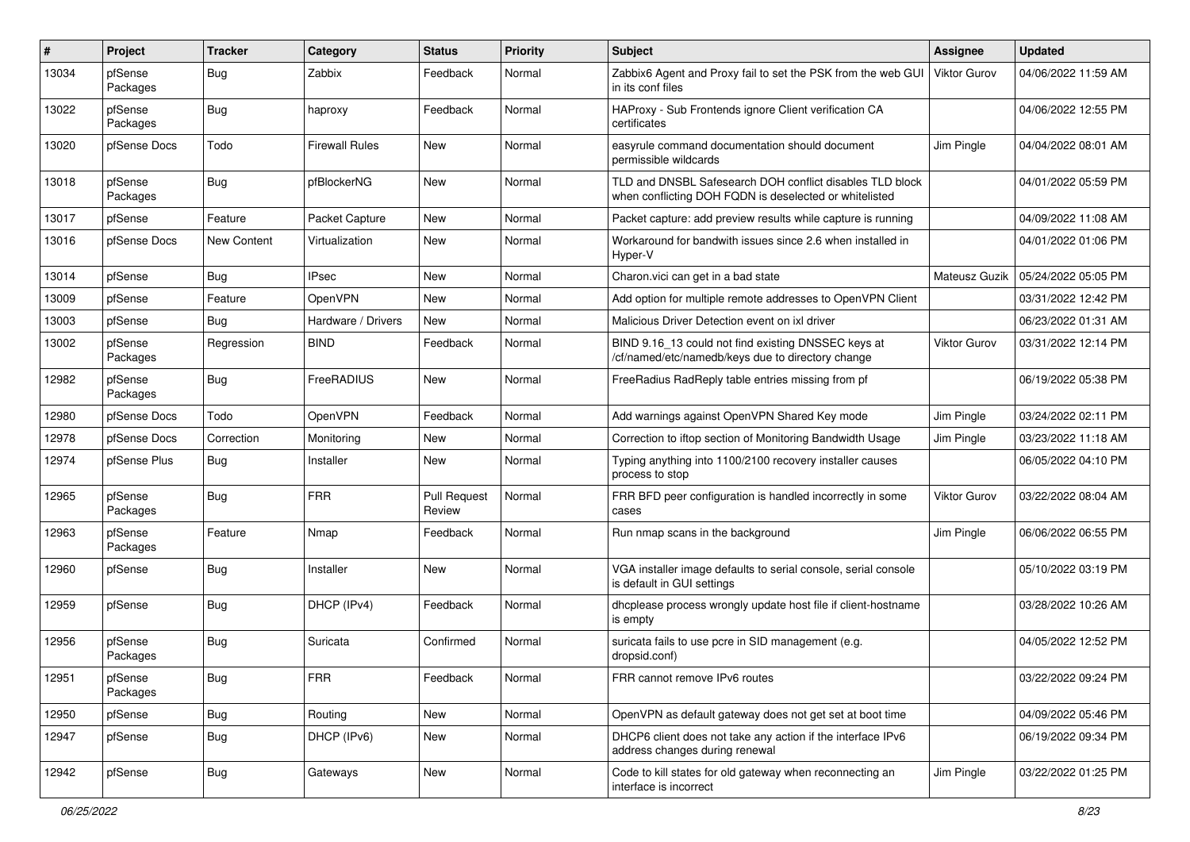| # | Project | Tracker | Category | Status | Priority | Subject | Assignee | Updated |
|---|---|---|---|---|---|---|---|---|
| 13034 | pfSense Packages | Bug | Zabbix | Feedback | Normal | Zabbix6 Agent and Proxy fail to set the PSK from the web GUI in its conf files | Viktor Gurov | 04/06/2022 11:59 AM |
| 13022 | pfSense Packages | Bug | haproxy | Feedback | Normal | HAProxy - Sub Frontends ignore Client verification CA certificates | | 04/06/2022 12:55 PM |
| 13020 | pfSense Docs | Todo | Firewall Rules | New | Normal | easyrule command documentation should document permissible wildcards | Jim Pingle | 04/04/2022 08:01 AM |
| 13018 | pfSense Packages | Bug | pfBlockerNG | New | Normal | TLD and DNSBL Safesearch DOH conflict disables TLD block when conflicting DOH FQDN is deselected or whitelisted | | 04/01/2022 05:59 PM |
| 13017 | pfSense | Feature | Packet Capture | New | Normal | Packet capture: add preview results while capture is running | | 04/09/2022 11:08 AM |
| 13016 | pfSense Docs | New Content | Virtualization | New | Normal | Workaround for bandwith issues since 2.6 when installed in Hyper-V | | 04/01/2022 01:06 PM |
| 13014 | pfSense | Bug | IPsec | New | Normal | Charon.vici can get in a bad state | Mateusz Guzik | 05/24/2022 05:05 PM |
| 13009 | pfSense | Feature | OpenVPN | New | Normal | Add option for multiple remote addresses to OpenVPN Client | | 03/31/2022 12:42 PM |
| 13003 | pfSense | Bug | Hardware / Drivers | New | Normal | Malicious Driver Detection event on ixl driver | | 06/23/2022 01:31 AM |
| 13002 | pfSense Packages | Regression | BIND | Feedback | Normal | BIND 9.16_13 could not find existing DNSSEC keys at /cf/named/etc/namedb/keys due to directory change | Viktor Gurov | 03/31/2022 12:14 PM |
| 12982 | pfSense Packages | Bug | FreeRADIUS | New | Normal | FreeRadius RadReply table entries missing from pf | | 06/19/2022 05:38 PM |
| 12980 | pfSense Docs | Todo | OpenVPN | Feedback | Normal | Add warnings against OpenVPN Shared Key mode | Jim Pingle | 03/24/2022 02:11 PM |
| 12978 | pfSense Docs | Correction | Monitoring | New | Normal | Correction to iftop section of Monitoring Bandwidth Usage | Jim Pingle | 03/23/2022 11:18 AM |
| 12974 | pfSense Plus | Bug | Installer | New | Normal | Typing anything into 1100/2100 recovery installer causes process to stop | | 06/05/2022 04:10 PM |
| 12965 | pfSense Packages | Bug | FRR | Pull Request Review | Normal | FRR BFD peer configuration is handled incorrectly in some cases | Viktor Gurov | 03/22/2022 08:04 AM |
| 12963 | pfSense Packages | Feature | Nmap | Feedback | Normal | Run nmap scans in the background | Jim Pingle | 06/06/2022 06:55 PM |
| 12960 | pfSense | Bug | Installer | New | Normal | VGA installer image defaults to serial console, serial console is default in GUI settings | | 05/10/2022 03:19 PM |
| 12959 | pfSense | Bug | DHCP (IPv4) | Feedback | Normal | dhcplease process wrongly update host file if client-hostname is empty | | 03/28/2022 10:26 AM |
| 12956 | pfSense Packages | Bug | Suricata | Confirmed | Normal | suricata fails to use pcre in SID management (e.g. dropsid.conf) | | 04/05/2022 12:52 PM |
| 12951 | pfSense Packages | Bug | FRR | Feedback | Normal | FRR cannot remove IPv6 routes | | 03/22/2022 09:24 PM |
| 12950 | pfSense | Bug | Routing | New | Normal | OpenVPN as default gateway does not get set at boot time | | 04/09/2022 05:46 PM |
| 12947 | pfSense | Bug | DHCP (IPv6) | New | Normal | DHCP6 client does not take any action if the interface IPv6 address changes during renewal | | 06/19/2022 09:34 PM |
| 12942 | pfSense | Bug | Gateways | New | Normal | Code to kill states for old gateway when reconnecting an interface is incorrect | Jim Pingle | 03/22/2022 01:25 PM |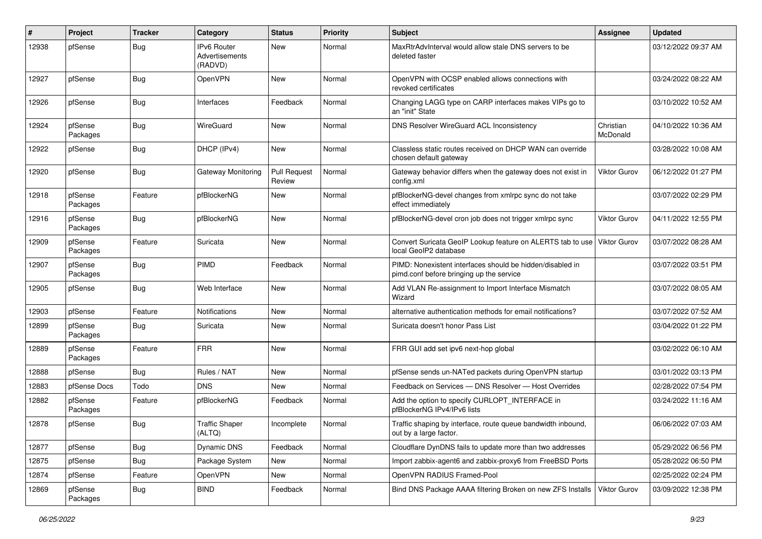| # | Project | Tracker | Category | Status | Priority | Subject | Assignee | Updated |
|---|---|---|---|---|---|---|---|---|
| 12938 | pfSense | Bug | IPv6 Router Advertisements (RADVD) | New | Normal | MaxRtrAdvInterval would allow stale DNS servers to be deleted faster | | 03/12/2022 09:37 AM |
| 12927 | pfSense | Bug | OpenVPN | New | Normal | OpenVPN with OCSP enabled allows connections with revoked certificates | | 03/24/2022 08:22 AM |
| 12926 | pfSense | Bug | Interfaces | Feedback | Normal | Changing LAGG type on CARP interfaces makes VIPs go to an "init" State | | 03/10/2022 10:52 AM |
| 12924 | pfSense Packages | Bug | WireGuard | New | Normal | DNS Resolver WireGuard ACL Inconsistency | Christian McDonald | 04/10/2022 10:36 AM |
| 12922 | pfSense | Bug | DHCP (IPv4) | New | Normal | Classless static routes received on DHCP WAN can override chosen default gateway | | 03/28/2022 10:08 AM |
| 12920 | pfSense | Bug | Gateway Monitoring | Pull Request Review | Normal | Gateway behavior differs when the gateway does not exist in config.xml | Viktor Gurov | 06/12/2022 01:27 PM |
| 12918 | pfSense Packages | Feature | pfBlockerNG | New | Normal | pfBlockerNG-devel changes from xmlrpc sync do not take effect immediately | | 03/07/2022 02:29 PM |
| 12916 | pfSense Packages | Bug | pfBlockerNG | New | Normal | pfBlockerNG-devel cron job does not trigger xmlrpc sync | Viktor Gurov | 04/11/2022 12:55 PM |
| 12909 | pfSense Packages | Feature | Suricata | New | Normal | Convert Suricata GeoIP Lookup feature on ALERTS tab to use local GeoIP2 database | Viktor Gurov | 03/07/2022 08:28 AM |
| 12907 | pfSense Packages | Bug | PIMD | Feedback | Normal | PIMD: Nonexistent interfaces should be hidden/disabled in pimd.conf before bringing up the service | | 03/07/2022 03:51 PM |
| 12905 | pfSense | Bug | Web Interface | New | Normal | Add VLAN Re-assignment to Import Interface Mismatch Wizard | | 03/07/2022 08:05 AM |
| 12903 | pfSense | Feature | Notifications | New | Normal | alternative authentication methods for email notifications? | | 03/07/2022 07:52 AM |
| 12899 | pfSense Packages | Bug | Suricata | New | Normal | Suricata doesn't honor Pass List | | 03/04/2022 01:22 PM |
| 12889 | pfSense Packages | Feature | FRR | New | Normal | FRR GUI add set ipv6 next-hop global | | 03/02/2022 06:10 AM |
| 12888 | pfSense | Bug | Rules / NAT | New | Normal | pfSense sends un-NATed packets during OpenVPN startup | | 03/01/2022 03:13 PM |
| 12883 | pfSense Docs | Todo | DNS | New | Normal | Feedback on Services — DNS Resolver — Host Overrides | | 02/28/2022 07:54 PM |
| 12882 | pfSense Packages | Feature | pfBlockerNG | Feedback | Normal | Add the option to specify CURLOPT_INTERFACE in pfBlockerNG IPv4/IPv6 lists | | 03/24/2022 11:16 AM |
| 12878 | pfSense | Bug | Traffic Shaper (ALTQ) | Incomplete | Normal | Traffic shaping by interface, route queue bandwidth inbound, out by a large factor. | | 06/06/2022 07:03 AM |
| 12877 | pfSense | Bug | Dynamic DNS | Feedback | Normal | Cloudflare DynDNS fails to update more than two addresses | | 05/29/2022 06:56 PM |
| 12875 | pfSense | Bug | Package System | New | Normal | Import zabbix-agent6 and zabbix-proxy6 from FreeBSD Ports | | 05/28/2022 06:50 PM |
| 12874 | pfSense | Feature | OpenVPN | New | Normal | OpenVPN RADIUS Framed-Pool | | 02/25/2022 02:24 PM |
| 12869 | pfSense Packages | Bug | BIND | Feedback | Normal | Bind DNS Package AAAA filtering Broken on new ZFS Installs | Viktor Gurov | 03/09/2022 12:38 PM |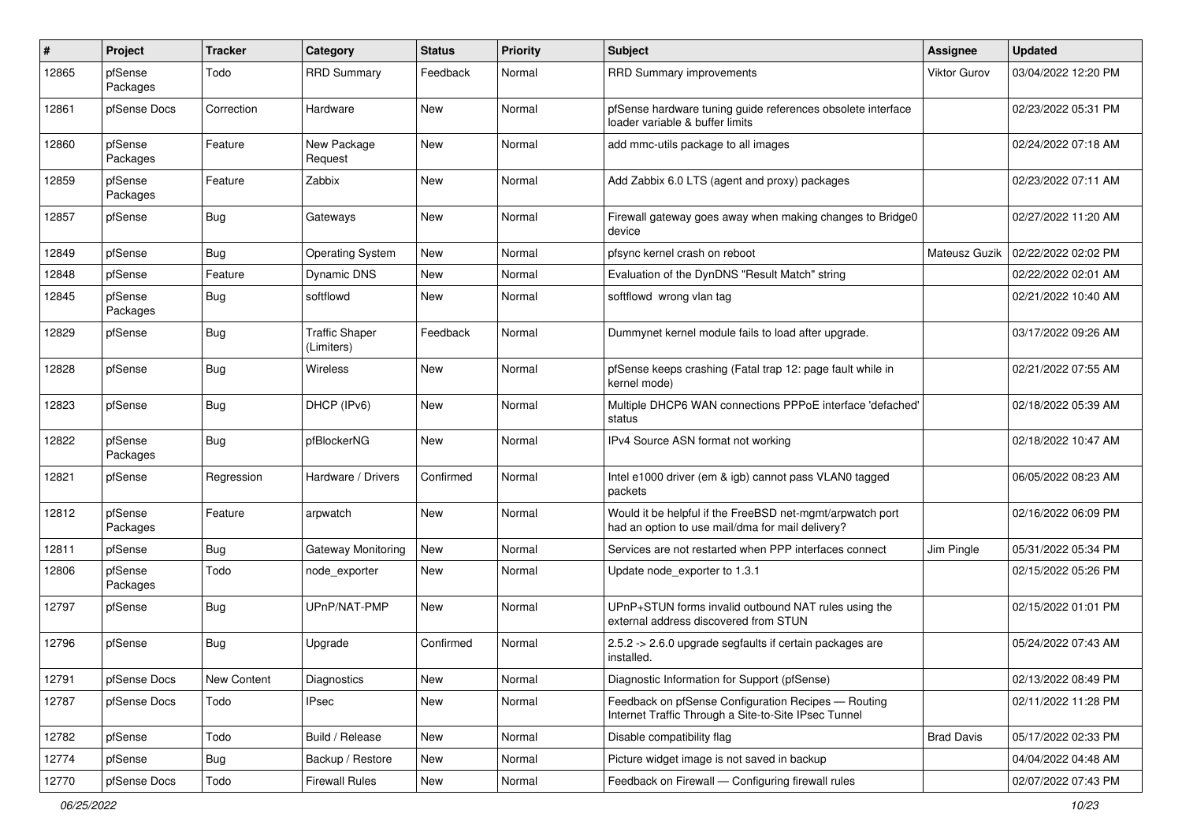| # | Project | Tracker | Category | Status | Priority | Subject | Assignee | Updated |
|---|---|---|---|---|---|---|---|---|
| 12865 | pfSense Packages | Todo | RRD Summary | Feedback | Normal | RRD Summary improvements | Viktor Gurov | 03/04/2022 12:20 PM |
| 12861 | pfSense Docs | Correction | Hardware | New | Normal | pfSense hardware tuning guide references obsolete interface loader variable & buffer limits | | 02/23/2022 05:31 PM |
| 12860 | pfSense Packages | Feature | New Package Request | New | Normal | add mmc-utils package to all images | | 02/24/2022 07:18 AM |
| 12859 | pfSense Packages | Feature | Zabbix | New | Normal | Add Zabbix 6.0 LTS (agent and proxy) packages | | 02/23/2022 07:11 AM |
| 12857 | pfSense | Bug | Gateways | New | Normal | Firewall gateway goes away when making changes to Bridge0 device | | 02/27/2022 11:20 AM |
| 12849 | pfSense | Bug | Operating System | New | Normal | pfsync kernel crash on reboot | Mateusz Guzik | 02/22/2022 02:02 PM |
| 12848 | pfSense | Feature | Dynamic DNS | New | Normal | Evaluation of the DynDNS "Result Match" string | | 02/22/2022 02:01 AM |
| 12845 | pfSense Packages | Bug | softflowd | New | Normal | softflowd wrong vlan tag | | 02/21/2022 10:40 AM |
| 12829 | pfSense | Bug | Traffic Shaper (Limiters) | Feedback | Normal | Dummynet kernel module fails to load after upgrade. | | 03/17/2022 09:26 AM |
| 12828 | pfSense | Bug | Wireless | New | Normal | pfSense keeps crashing (Fatal trap 12: page fault while in kernel mode) | | 02/21/2022 07:55 AM |
| 12823 | pfSense | Bug | DHCP (IPv6) | New | Normal | Multiple DHCP6 WAN connections PPPoE interface 'defached' status | | 02/18/2022 05:39 AM |
| 12822 | pfSense Packages | Bug | pfBlockerNG | New | Normal | IPv4 Source ASN format not working | | 02/18/2022 10:47 AM |
| 12821 | pfSense | Regression | Hardware / Drivers | Confirmed | Normal | Intel e1000 driver (em & igb) cannot pass VLAN0 tagged packets | | 06/05/2022 08:23 AM |
| 12812 | pfSense Packages | Feature | arpwatch | New | Normal | Would it be helpful if the FreeBSD net-mgmt/arpwatch port had an option to use mail/dma for mail delivery? | | 02/16/2022 06:09 PM |
| 12811 | pfSense | Bug | Gateway Monitoring | New | Normal | Services are not restarted when PPP interfaces connect | Jim Pingle | 05/31/2022 05:34 PM |
| 12806 | pfSense Packages | Todo | node_exporter | New | Normal | Update node_exporter to 1.3.1 | | 02/15/2022 05:26 PM |
| 12797 | pfSense | Bug | UPnP/NAT-PMP | New | Normal | UPnP+STUN forms invalid outbound NAT rules using the external address discovered from STUN | | 02/15/2022 01:01 PM |
| 12796 | pfSense | Bug | Upgrade | Confirmed | Normal | 2.5.2 -> 2.6.0 upgrade segfaults if certain packages are installed. | | 05/24/2022 07:43 AM |
| 12791 | pfSense Docs | New Content | Diagnostics | New | Normal | Diagnostic Information for Support (pfSense) | | 02/13/2022 08:49 PM |
| 12787 | pfSense Docs | Todo | IPsec | New | Normal | Feedback on pfSense Configuration Recipes — Routing Internet Traffic Through a Site-to-Site IPsec Tunnel | | 02/11/2022 11:28 PM |
| 12782 | pfSense | Todo | Build / Release | New | Normal | Disable compatibility flag | Brad Davis | 05/17/2022 02:33 PM |
| 12774 | pfSense | Bug | Backup / Restore | New | Normal | Picture widget image is not saved in backup | | 04/04/2022 04:48 AM |
| 12770 | pfSense Docs | Todo | Firewall Rules | New | Normal | Feedback on Firewall — Configuring firewall rules | | 02/07/2022 07:43 PM |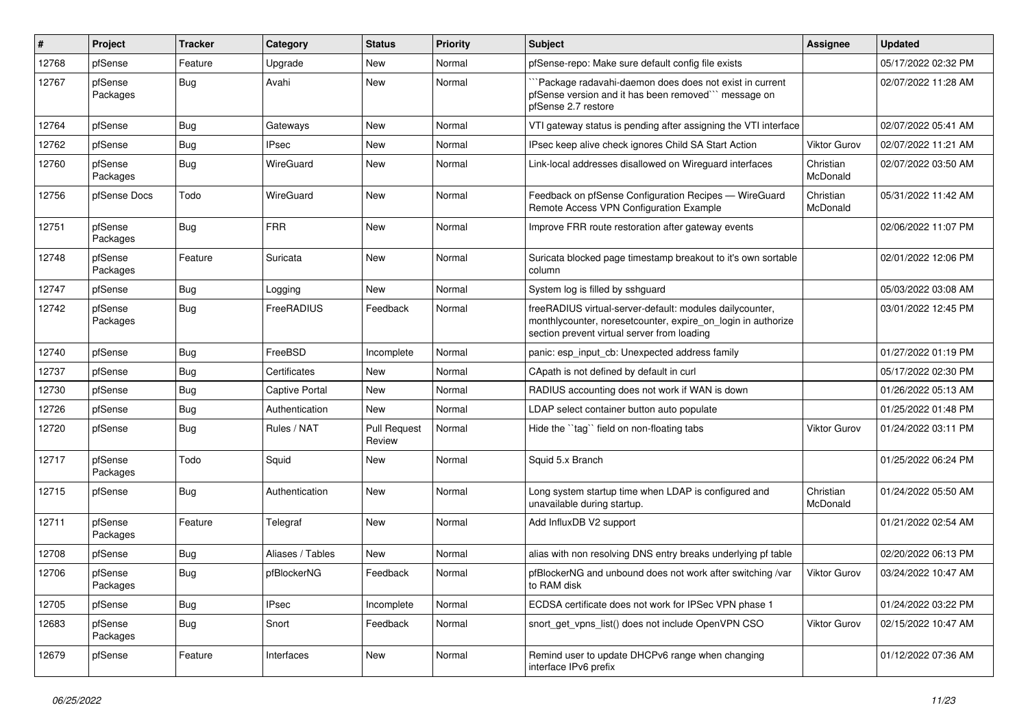| # | Project | Tracker | Category | Status | Priority | Subject | Assignee | Updated |
|---|---|---|---|---|---|---|---|---|
| 12768 | pfSense | Feature | Upgrade | New | Normal | pfSense-repo: Make sure default config file exists | | 05/17/2022 02:32 PM |
| 12767 | pfSense Packages | Bug | Avahi | New | Normal | ```Package radavahi-daemon does does not exist in current pfSense version and it has been removed``` message on pfSense 2.7 restore | | 02/07/2022 11:28 AM |
| 12764 | pfSense | Bug | Gateways | New | Normal | VTI gateway status is pending after assigning the VTI interface | | 02/07/2022 05:41 AM |
| 12762 | pfSense | Bug | IPsec | New | Normal | IPsec keep alive check ignores Child SA Start Action | Viktor Gurov | 02/07/2022 11:21 AM |
| 12760 | pfSense Packages | Bug | WireGuard | New | Normal | Link-local addresses disallowed on Wireguard interfaces | Christian McDonald | 02/07/2022 03:50 AM |
| 12756 | pfSense Docs | Todo | WireGuard | New | Normal | Feedback on pfSense Configuration Recipes — WireGuard Remote Access VPN Configuration Example | Christian McDonald | 05/31/2022 11:42 AM |
| 12751 | pfSense Packages | Bug | FRR | New | Normal | Improve FRR route restoration after gateway events | | 02/06/2022 11:07 PM |
| 12748 | pfSense Packages | Feature | Suricata | New | Normal | Suricata blocked page timestamp breakout to it's own sortable column | | 02/01/2022 12:06 PM |
| 12747 | pfSense | Bug | Logging | New | Normal | System log is filled by sshguard | | 05/03/2022 03:08 AM |
| 12742 | pfSense Packages | Bug | FreeRADIUS | Feedback | Normal | freeRADIUS virtual-server-default: modules dailycounter, monthlycounter, noresetcounter, expire_on_login in authorize section prevent virtual server from loading | | 03/01/2022 12:45 PM |
| 12740 | pfSense | Bug | FreeBSD | Incomplete | Normal | panic: esp_input_cb: Unexpected address family | | 01/27/2022 01:19 PM |
| 12737 | pfSense | Bug | Certificates | New | Normal | CApath is not defined by default in curl | | 05/17/2022 02:30 PM |
| 12730 | pfSense | Bug | Captive Portal | New | Normal | RADIUS accounting does not work if WAN is down | | 01/26/2022 05:13 AM |
| 12726 | pfSense | Bug | Authentication | New | Normal | LDAP select container button auto populate | | 01/25/2022 01:48 PM |
| 12720 | pfSense | Bug | Rules / NAT | Pull Request Review | Normal | Hide the ``tag`` field on non-floating tabs | Viktor Gurov | 01/24/2022 03:11 PM |
| 12717 | pfSense Packages | Todo | Squid | New | Normal | Squid 5.x Branch | | 01/25/2022 06:24 PM |
| 12715 | pfSense | Bug | Authentication | New | Normal | Long system startup time when LDAP is configured and unavailable during startup. | Christian McDonald | 01/24/2022 05:50 AM |
| 12711 | pfSense Packages | Feature | Telegraf | New | Normal | Add InfluxDB V2 support | | 01/21/2022 02:54 AM |
| 12708 | pfSense | Bug | Aliases / Tables | New | Normal | alias with non resolving DNS entry breaks underlying pf table | | 02/20/2022 06:13 PM |
| 12706 | pfSense Packages | Bug | pfBlockerNG | Feedback | Normal | pfBlockerNG and unbound does not work after switching /var to RAM disk | Viktor Gurov | 03/24/2022 10:47 AM |
| 12705 | pfSense | Bug | IPsec | Incomplete | Normal | ECDSA certificate does not work for IPSec VPN phase 1 | | 01/24/2022 03:22 PM |
| 12683 | pfSense Packages | Bug | Snort | Feedback | Normal | snort_get_vpns_list() does not include OpenVPN CSO | Viktor Gurov | 02/15/2022 10:47 AM |
| 12679 | pfSense | Feature | Interfaces | New | Normal | Remind user to update DHCPv6 range when changing interface IPv6 prefix | | 01/12/2022 07:36 AM |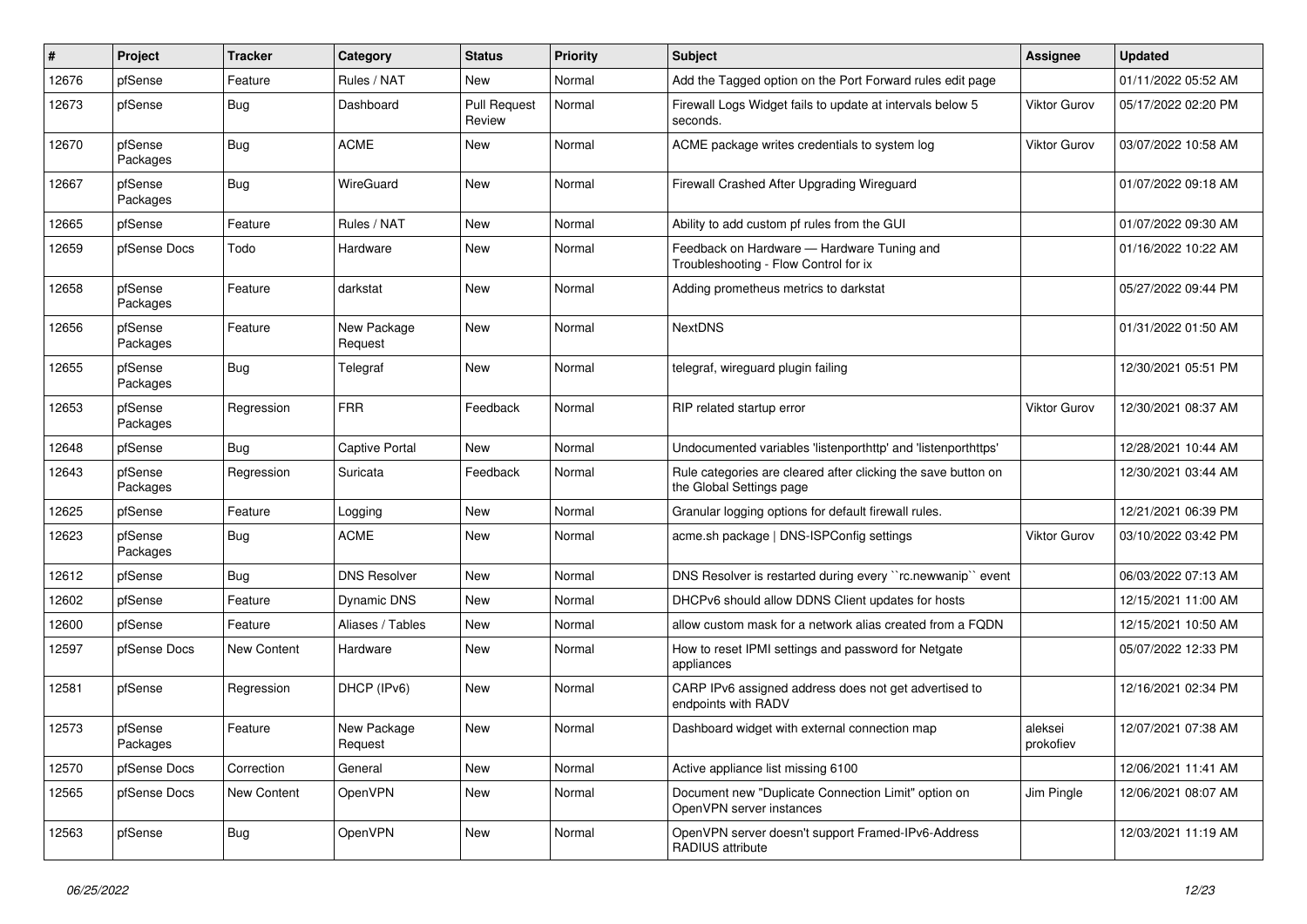| # | Project | Tracker | Category | Status | Priority | Subject | Assignee | Updated |
|---|---|---|---|---|---|---|---|---|
| 12676 | pfSense | Feature | Rules / NAT | New | Normal | Add the Tagged option on the Port Forward rules edit page | | 01/11/2022 05:52 AM |
| 12673 | pfSense | Bug | Dashboard | Pull Request Review | Normal | Firewall Logs Widget fails to update at intervals below 5 seconds. | Viktor Gurov | 05/17/2022 02:20 PM |
| 12670 | pfSense Packages | Bug | ACME | New | Normal | ACME package writes credentials to system log | Viktor Gurov | 03/07/2022 10:58 AM |
| 12667 | pfSense Packages | Bug | WireGuard | New | Normal | Firewall Crashed After Upgrading Wireguard | | 01/07/2022 09:18 AM |
| 12665 | pfSense | Feature | Rules / NAT | New | Normal | Ability to add custom pf rules from the GUI | | 01/07/2022 09:30 AM |
| 12659 | pfSense Docs | Todo | Hardware | New | Normal | Feedback on Hardware — Hardware Tuning and Troubleshooting - Flow Control for ix | | 01/16/2022 10:22 AM |
| 12658 | pfSense Packages | Feature | darkstat | New | Normal | Adding prometheus metrics to darkstat | | 05/27/2022 09:44 PM |
| 12656 | pfSense Packages | Feature | New Package Request | New | Normal | NextDNS | | 01/31/2022 01:50 AM |
| 12655 | pfSense Packages | Bug | Telegraf | New | Normal | telegraf, wireguard plugin failing | | 12/30/2021 05:51 PM |
| 12653 | pfSense Packages | Regression | FRR | Feedback | Normal | RIP related startup error | Viktor Gurov | 12/30/2021 08:37 AM |
| 12648 | pfSense | Bug | Captive Portal | New | Normal | Undocumented variables 'listenporthttp' and 'listenporthttps' | | 12/28/2021 10:44 AM |
| 12643 | pfSense Packages | Regression | Suricata | Feedback | Normal | Rule categories are cleared after clicking the save button on the Global Settings page | | 12/30/2021 03:44 AM |
| 12625 | pfSense | Feature | Logging | New | Normal | Granular logging options for default firewall rules. | | 12/21/2021 06:39 PM |
| 12623 | pfSense Packages | Bug | ACME | New | Normal | acme.sh package \| DNS-ISPConfig settings | Viktor Gurov | 03/10/2022 03:42 PM |
| 12612 | pfSense | Bug | DNS Resolver | New | Normal | DNS Resolver is restarted during every ``rc.newwanip`` event | | 06/03/2022 07:13 AM |
| 12602 | pfSense | Feature | Dynamic DNS | New | Normal | DHCPv6 should allow DDNS Client updates for hosts | | 12/15/2021 11:00 AM |
| 12600 | pfSense | Feature | Aliases / Tables | New | Normal | allow custom mask for a network alias created from a FQDN | | 12/15/2021 10:50 AM |
| 12597 | pfSense Docs | New Content | Hardware | New | Normal | How to reset IPMI settings and password for Netgate appliances | | 05/07/2022 12:33 PM |
| 12581 | pfSense | Regression | DHCP (IPv6) | New | Normal | CARP IPv6 assigned address does not get advertised to endpoints with RADV | | 12/16/2021 02:34 PM |
| 12573 | pfSense Packages | Feature | New Package Request | New | Normal | Dashboard widget with external connection map | aleksei prokofiev | 12/07/2021 07:38 AM |
| 12570 | pfSense Docs | Correction | General | New | Normal | Active appliance list missing 6100 | | 12/06/2021 11:41 AM |
| 12565 | pfSense Docs | New Content | OpenVPN | New | Normal | Document new "Duplicate Connection Limit" option on OpenVPN server instances | Jim Pingle | 12/06/2021 08:07 AM |
| 12563 | pfSense | Bug | OpenVPN | New | Normal | OpenVPN server doesn't support Framed-IPv6-Address RADIUS attribute | | 12/03/2021 11:19 AM |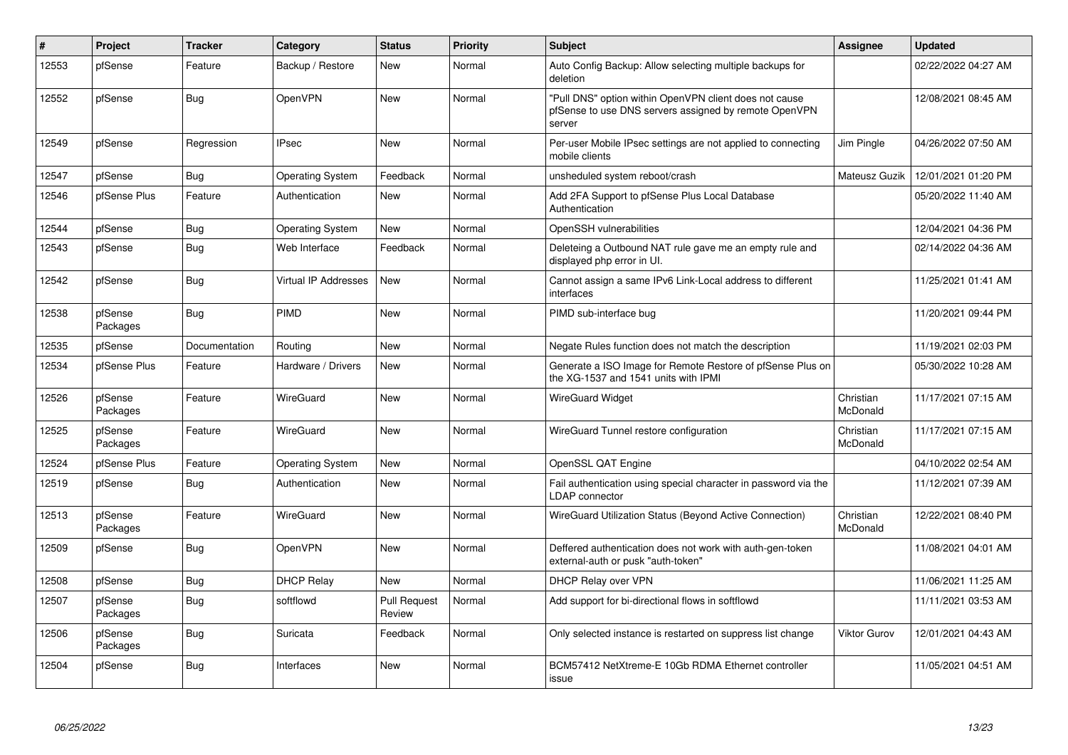| # | Project | Tracker | Category | Status | Priority | Subject | Assignee | Updated |
|---|---|---|---|---|---|---|---|---|
| 12553 | pfSense | Feature | Backup / Restore | New | Normal | Auto Config Backup: Allow selecting multiple backups for deletion | | 02/22/2022 04:27 AM |
| 12552 | pfSense | Bug | OpenVPN | New | Normal | "Pull DNS" option within OpenVPN client does not cause pfSense to use DNS servers assigned by remote OpenVPN server | | 12/08/2021 08:45 AM |
| 12549 | pfSense | Regression | IPsec | New | Normal | Per-user Mobile IPsec settings are not applied to connecting mobile clients | Jim Pingle | 04/26/2022 07:50 AM |
| 12547 | pfSense | Bug | Operating System | Feedback | Normal | unsheduled system reboot/crash | Mateusz Guzik | 12/01/2021 01:20 PM |
| 12546 | pfSense Plus | Feature | Authentication | New | Normal | Add 2FA Support to pfSense Plus Local Database Authentication | | 05/20/2022 11:40 AM |
| 12544 | pfSense | Bug | Operating System | New | Normal | OpenSSH vulnerabilities | | 12/04/2021 04:36 PM |
| 12543 | pfSense | Bug | Web Interface | Feedback | Normal | Deleteing a Outbound NAT rule gave me an empty rule and displayed php error in UI. | | 02/14/2022 04:36 AM |
| 12542 | pfSense | Bug | Virtual IP Addresses | New | Normal | Cannot assign a same IPv6 Link-Local address to different interfaces | | 11/25/2021 01:41 AM |
| 12538 | pfSense Packages | Bug | PIMD | New | Normal | PIMD sub-interface bug | | 11/20/2021 09:44 PM |
| 12535 | pfSense | Documentation | Routing | New | Normal | Negate Rules function does not match the description | | 11/19/2021 02:03 PM |
| 12534 | pfSense Plus | Feature | Hardware / Drivers | New | Normal | Generate a ISO Image for Remote Restore of pfSense Plus on the XG-1537 and 1541 units with IPMI | | 05/30/2022 10:28 AM |
| 12526 | pfSense Packages | Feature | WireGuard | New | Normal | WireGuard Widget | Christian McDonald | 11/17/2021 07:15 AM |
| 12525 | pfSense Packages | Feature | WireGuard | New | Normal | WireGuard Tunnel restore configuration | Christian McDonald | 11/17/2021 07:15 AM |
| 12524 | pfSense Plus | Feature | Operating System | New | Normal | OpenSSL QAT Engine | | 04/10/2022 02:54 AM |
| 12519 | pfSense | Bug | Authentication | New | Normal | Fail authentication using special character in password via the LDAP connector | | 11/12/2021 07:39 AM |
| 12513 | pfSense Packages | Feature | WireGuard | New | Normal | WireGuard Utilization Status (Beyond Active Connection) | Christian McDonald | 12/22/2021 08:40 PM |
| 12509 | pfSense | Bug | OpenVPN | New | Normal | Deffered authentication does not work with auth-gen-token external-auth or pusk "auth-token" | | 11/08/2021 04:01 AM |
| 12508 | pfSense | Bug | DHCP Relay | New | Normal | DHCP Relay over VPN | | 11/06/2021 11:25 AM |
| 12507 | pfSense Packages | Bug | softflowd | Pull Request Review | Normal | Add support for bi-directional flows in softflowd | | 11/11/2021 03:53 AM |
| 12506 | pfSense Packages | Bug | Suricata | Feedback | Normal | Only selected instance is restarted on suppress list change | Viktor Gurov | 12/01/2021 04:43 AM |
| 12504 | pfSense | Bug | Interfaces | New | Normal | BCM57412 NetXtreme-E 10Gb RDMA Ethernet controller issue | | 11/05/2021 04:51 AM |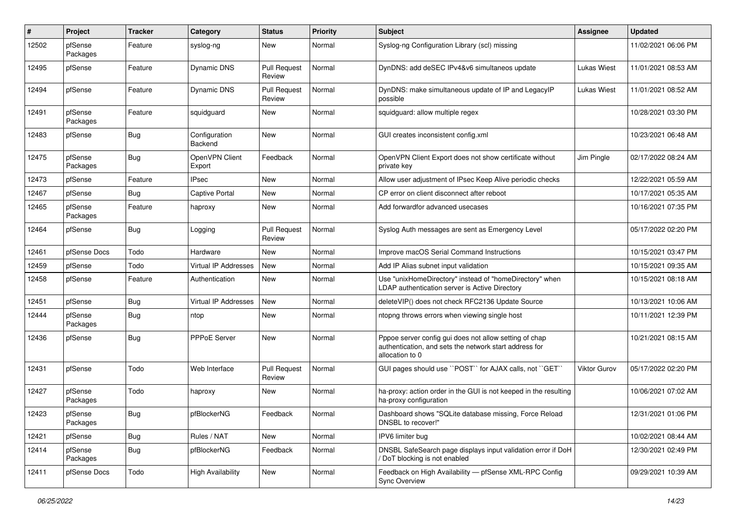| # | Project | Tracker | Category | Status | Priority | Subject | Assignee | Updated |
|---|---|---|---|---|---|---|---|---|
| 12502 | pfSense Packages | Feature | syslog-ng | New | Normal | Syslog-ng Configuration Library (scl) missing | | 11/02/2021 06:06 PM |
| 12495 | pfSense | Feature | Dynamic DNS | Pull Request Review | Normal | DynDNS: add deSEC IPv4&v6 simultaneos update | Lukas Wiest | 11/01/2021 08:53 AM |
| 12494 | pfSense | Feature | Dynamic DNS | Pull Request Review | Normal | DynDNS: make simultaneous update of IP and LegacyIP possible | Lukas Wiest | 11/01/2021 08:52 AM |
| 12491 | pfSense Packages | Feature | squidguard | New | Normal | squidguard: allow multiple regex | | 10/28/2021 03:30 PM |
| 12483 | pfSense | Bug | Configuration Backend | New | Normal | GUI creates inconsistent config.xml | | 10/23/2021 06:48 AM |
| 12475 | pfSense Packages | Bug | OpenVPN Client Export | Feedback | Normal | OpenVPN Client Export does not show certificate without private key | Jim Pingle | 02/17/2022 08:24 AM |
| 12473 | pfSense | Feature | IPsec | New | Normal | Allow user adjustment of IPsec Keep Alive periodic checks | | 12/22/2021 05:59 AM |
| 12467 | pfSense | Bug | Captive Portal | New | Normal | CP error on client disconnect after reboot | | 10/17/2021 05:35 AM |
| 12465 | pfSense Packages | Feature | haproxy | New | Normal | Add forwardfor advanced usecases | | 10/16/2021 07:35 PM |
| 12464 | pfSense | Bug | Logging | Pull Request Review | Normal | Syslog Auth messages are sent as Emergency Level | | 05/17/2022 02:20 PM |
| 12461 | pfSense Docs | Todo | Hardware | New | Normal | Improve macOS Serial Command Instructions | | 10/15/2021 03:47 PM |
| 12459 | pfSense | Todo | Virtual IP Addresses | New | Normal | Add IP Alias subnet input validation | | 10/15/2021 09:35 AM |
| 12458 | pfSense | Feature | Authentication | New | Normal | Use "unixHomeDirectory" instead of "homeDirectory" when LDAP authentication server is Active Directory | | 10/15/2021 08:18 AM |
| 12451 | pfSense | Bug | Virtual IP Addresses | New | Normal | deleteVIP() does not check RFC2136 Update Source | | 10/13/2021 10:06 AM |
| 12444 | pfSense Packages | Bug | ntop | New | Normal | ntopng throws errors when viewing single host | | 10/11/2021 12:39 PM |
| 12436 | pfSense | Bug | PPPoE Server | New | Normal | Pppoe server config gui does not allow setting of chap authentication, and sets the network start address for allocation to 0 | | 10/21/2021 08:15 AM |
| 12431 | pfSense | Todo | Web Interface | Pull Request Review | Normal | GUI pages should use ``POST`` for AJAX calls, not ``GET`` | Viktor Gurov | 05/17/2022 02:20 PM |
| 12427 | pfSense Packages | Todo | haproxy | New | Normal | ha-proxy: action order in the GUI is not keeped in the resulting ha-proxy configuration | | 10/06/2021 07:02 AM |
| 12423 | pfSense Packages | Bug | pfBlockerNG | Feedback | Normal | Dashboard shows "SQLite database missing, Force Reload DNSBL to recover!" | | 12/31/2021 01:06 PM |
| 12421 | pfSense | Bug | Rules / NAT | New | Normal | IPV6 limiter bug | | 10/02/2021 08:44 AM |
| 12414 | pfSense Packages | Bug | pfBlockerNG | Feedback | Normal | DNSBL SafeSearch page displays input validation error if DoH / DoT blocking is not enabled | | 12/30/2021 02:49 PM |
| 12411 | pfSense Docs | Todo | High Availability | New | Normal | Feedback on High Availability — pfSense XML-RPC Config Sync Overview | | 09/29/2021 10:39 AM |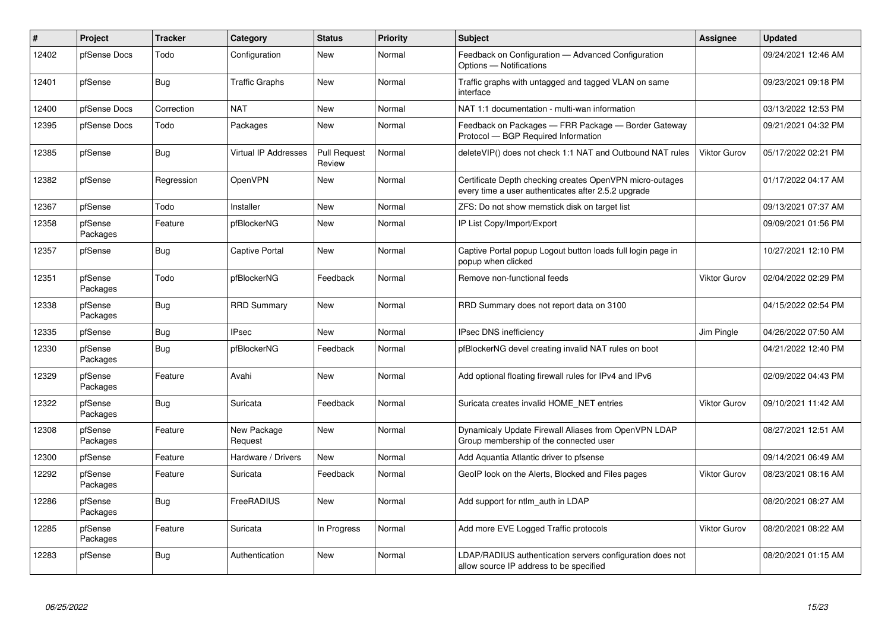| # | Project | Tracker | Category | Status | Priority | Subject | Assignee | Updated |
|---|---|---|---|---|---|---|---|---|
| 12402 | pfSense Docs | Todo | Configuration | New | Normal | Feedback on Configuration — Advanced Configuration Options — Notifications | | 09/24/2021 12:46 AM |
| 12401 | pfSense | Bug | Traffic Graphs | New | Normal | Traffic graphs with untagged and tagged VLAN on same interface | | 09/23/2021 09:18 PM |
| 12400 | pfSense Docs | Correction | NAT | New | Normal | NAT 1:1 documentation - multi-wan information | | 03/13/2022 12:53 PM |
| 12395 | pfSense Docs | Todo | Packages | New | Normal | Feedback on Packages — FRR Package — Border Gateway Protocol — BGP Required Information | | 09/21/2021 04:32 PM |
| 12385 | pfSense | Bug | Virtual IP Addresses | Pull Request Review | Normal | deleteVIP() does not check 1:1 NAT and Outbound NAT rules | Viktor Gurov | 05/17/2022 02:21 PM |
| 12382 | pfSense | Regression | OpenVPN | New | Normal | Certificate Depth checking creates OpenVPN micro-outages every time a user authenticates after 2.5.2 upgrade | | 01/17/2022 04:17 AM |
| 12367 | pfSense | Todo | Installer | New | Normal | ZFS: Do not show memstick disk on target list | | 09/13/2021 07:37 AM |
| 12358 | pfSense Packages | Feature | pfBlockerNG | New | Normal | IP List Copy/Import/Export | | 09/09/2021 01:56 PM |
| 12357 | pfSense | Bug | Captive Portal | New | Normal | Captive Portal popup Logout button loads full login page in popup when clicked | | 10/27/2021 12:10 PM |
| 12351 | pfSense Packages | Todo | pfBlockerNG | Feedback | Normal | Remove non-functional feeds | Viktor Gurov | 02/04/2022 02:29 PM |
| 12338 | pfSense Packages | Bug | RRD Summary | New | Normal | RRD Summary does not report data on 3100 | | 04/15/2022 02:54 PM |
| 12335 | pfSense | Bug | IPsec | New | Normal | IPsec DNS inefficiency | Jim Pingle | 04/26/2022 07:50 AM |
| 12330 | pfSense Packages | Bug | pfBlockerNG | Feedback | Normal | pfBlockerNG devel creating invalid NAT rules on boot | | 04/21/2022 12:40 PM |
| 12329 | pfSense Packages | Feature | Avahi | New | Normal | Add optional floating firewall rules for IPv4 and IPv6 | | 02/09/2022 04:43 PM |
| 12322 | pfSense Packages | Bug | Suricata | Feedback | Normal | Suricata creates invalid HOME_NET entries | Viktor Gurov | 09/10/2021 11:42 AM |
| 12308 | pfSense Packages | Feature | New Package Request | New | Normal | Dynamicaly Update Firewall Aliases from OpenVPN LDAP Group membership of the connected user | | 08/27/2021 12:51 AM |
| 12300 | pfSense | Feature | Hardware / Drivers | New | Normal | Add Aquantia Atlantic driver to pfsense | | 09/14/2021 06:49 AM |
| 12292 | pfSense Packages | Feature | Suricata | Feedback | Normal | GeoIP look on the Alerts, Blocked and Files pages | Viktor Gurov | 08/23/2021 08:16 AM |
| 12286 | pfSense Packages | Bug | FreeRADIUS | New | Normal | Add support for ntlm_auth in LDAP | | 08/20/2021 08:27 AM |
| 12285 | pfSense Packages | Feature | Suricata | In Progress | Normal | Add more EVE Logged Traffic protocols | Viktor Gurov | 08/20/2021 08:22 AM |
| 12283 | pfSense | Bug | Authentication | New | Normal | LDAP/RADIUS authentication servers configuration does not allow source IP address to be specified | | 08/20/2021 01:15 AM |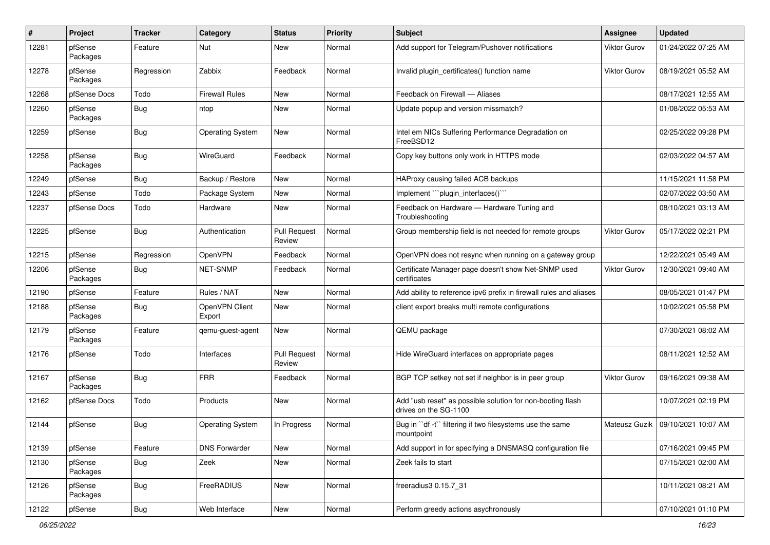| # | Project | Tracker | Category | Status | Priority | Subject | Assignee | Updated |
|---|---|---|---|---|---|---|---|---|
| 12281 | pfSense Packages | Feature | Nut | New | Normal | Add support for Telegram/Pushover notifications | Viktor Gurov | 01/24/2022 07:25 AM |
| 12278 | pfSense Packages | Regression | Zabbix | Feedback | Normal | Invalid plugin_certificates() function name | Viktor Gurov | 08/19/2021 05:52 AM |
| 12268 | pfSense Docs | Todo | Firewall Rules | New | Normal | Feedback on Firewall — Aliases | | 08/17/2021 12:55 AM |
| 12260 | pfSense Packages | Bug | ntop | New | Normal | Update popup and version missmatch? | | 01/08/2022 05:53 AM |
| 12259 | pfSense | Bug | Operating System | New | Normal | Intel em NICs Suffering Performance Degradation on FreeBSD12 | | 02/25/2022 09:28 PM |
| 12258 | pfSense Packages | Bug | WireGuard | Feedback | Normal | Copy key buttons only work in HTTPS mode | | 02/03/2022 04:57 AM |
| 12249 | pfSense | Bug | Backup / Restore | New | Normal | HAProxy causing failed ACB backups | | 11/15/2021 11:58 PM |
| 12243 | pfSense | Todo | Package System | New | Normal | Implement ```plugin_interfaces()``` | | 02/07/2022 03:50 AM |
| 12237 | pfSense Docs | Todo | Hardware | New | Normal | Feedback on Hardware — Hardware Tuning and Troubleshooting | | 08/10/2021 03:13 AM |
| 12225 | pfSense | Bug | Authentication | Pull Request Review | Normal | Group membership field is not needed for remote groups | Viktor Gurov | 05/17/2022 02:21 PM |
| 12215 | pfSense | Regression | OpenVPN | Feedback | Normal | OpenVPN does not resync when running on a gateway group | | 12/22/2021 05:49 AM |
| 12206 | pfSense Packages | Bug | NET-SNMP | Feedback | Normal | Certificate Manager page doesn't show Net-SNMP used certificates | Viktor Gurov | 12/30/2021 09:40 AM |
| 12190 | pfSense | Feature | Rules / NAT | New | Normal | Add ability to reference ipv6 prefix in firewall rules and aliases | | 08/05/2021 01:47 PM |
| 12188 | pfSense Packages | Bug | OpenVPN Client Export | New | Normal | client export breaks multi remote configurations | | 10/02/2021 05:58 PM |
| 12179 | pfSense Packages | Feature | qemu-guest-agent | New | Normal | QEMU package | | 07/30/2021 08:02 AM |
| 12176 | pfSense | Todo | Interfaces | Pull Request Review | Normal | Hide WireGuard interfaces on appropriate pages | | 08/11/2021 12:52 AM |
| 12167 | pfSense Packages | Bug | FRR | Feedback | Normal | BGP TCP setkey not set if neighbor is in peer group | Viktor Gurov | 09/16/2021 09:38 AM |
| 12162 | pfSense Docs | Todo | Products | New | Normal | Add "usb reset" as possible solution for non-booting flash drives on the SG-1100 | | 10/07/2021 02:19 PM |
| 12144 | pfSense | Bug | Operating System | In Progress | Normal | Bug in ``df -t`` filtering if two filesystems use the same mountpoint | Mateusz Guzik | 09/10/2021 10:07 AM |
| 12139 | pfSense | Feature | DNS Forwarder | New | Normal | Add support in for specifying a DNSMASQ configuration file | | 07/16/2021 09:45 PM |
| 12130 | pfSense Packages | Bug | Zeek | New | Normal | Zeek fails to start | | 07/15/2021 02:00 AM |
| 12126 | pfSense Packages | Bug | FreeRADIUS | New | Normal | freeradius3 0.15.7_31 | | 10/11/2021 08:21 AM |
| 12122 | pfSense | Bug | Web Interface | New | Normal | Perform greedy actions asychronously | | 07/10/2021 01:10 PM |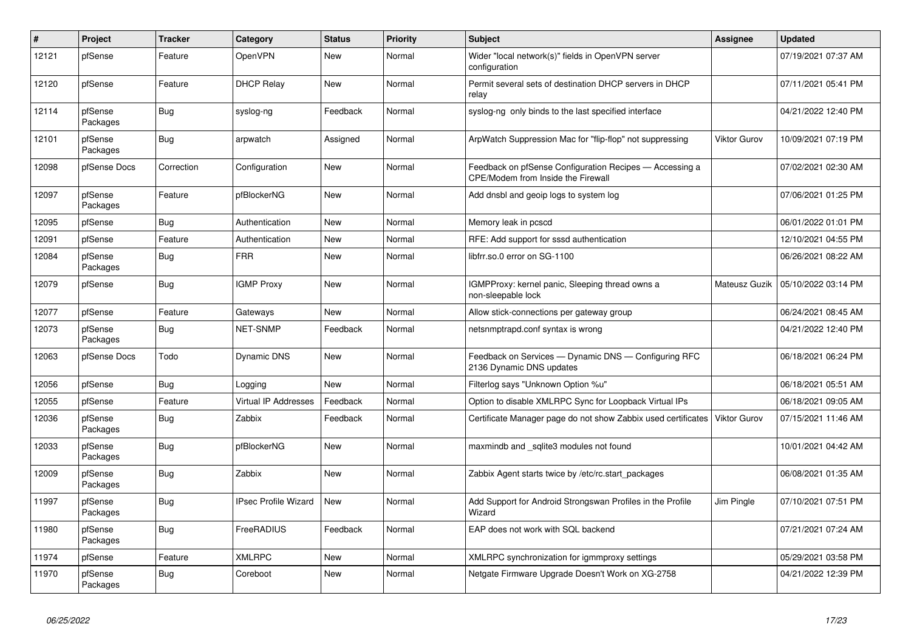| # | Project | Tracker | Category | Status | Priority | Subject | Assignee | Updated |
|---|---|---|---|---|---|---|---|---|
| 12121 | pfSense | Feature | OpenVPN | New | Normal | Wider "local network(s)" fields in OpenVPN server configuration | | 07/19/2021 07:37 AM |
| 12120 | pfSense | Feature | DHCP Relay | New | Normal | Permit several sets of destination DHCP servers in DHCP relay | | 07/11/2021 05:41 PM |
| 12114 | pfSense Packages | Bug | syslog-ng | Feedback | Normal | syslog-ng only binds to the last specified interface | | 04/21/2022 12:40 PM |
| 12101 | pfSense Packages | Bug | arpwatch | Assigned | Normal | ArpWatch Suppression Mac for "flip-flop" not suppressing | Viktor Gurov | 10/09/2021 07:19 PM |
| 12098 | pfSense Docs | Correction | Configuration | New | Normal | Feedback on pfSense Configuration Recipes — Accessing a CPE/Modem from Inside the Firewall | | 07/02/2021 02:30 AM |
| 12097 | pfSense Packages | Feature | pfBlockerNG | New | Normal | Add dnsbl and geoip logs to system log | | 07/06/2021 01:25 PM |
| 12095 | pfSense | Bug | Authentication | New | Normal | Memory leak in pcscd | | 06/01/2022 01:01 PM |
| 12091 | pfSense | Feature | Authentication | New | Normal | RFE: Add support for sssd authentication | | 12/10/2021 04:55 PM |
| 12084 | pfSense Packages | Bug | FRR | New | Normal | libfrr.so.0 error on SG-1100 | | 06/26/2021 08:22 AM |
| 12079 | pfSense | Bug | IGMP Proxy | New | Normal | IGMPProxy: kernel panic, Sleeping thread owns a non-sleepable lock | Mateusz Guzik | 05/10/2022 03:14 PM |
| 12077 | pfSense | Feature | Gateways | New | Normal | Allow stick-connections per gateway group | | 06/24/2021 08:45 AM |
| 12073 | pfSense Packages | Bug | NET-SNMP | Feedback | Normal | netsnmptrapd.conf syntax is wrong | | 04/21/2022 12:40 PM |
| 12063 | pfSense Docs | Todo | Dynamic DNS | New | Normal | Feedback on Services — Dynamic DNS — Configuring RFC 2136 Dynamic DNS updates | | 06/18/2021 06:24 PM |
| 12056 | pfSense | Bug | Logging | New | Normal | Filterlog says "Unknown Option %u" | | 06/18/2021 05:51 AM |
| 12055 | pfSense | Feature | Virtual IP Addresses | Feedback | Normal | Option to disable XMLRPC Sync for Loopback Virtual IPs | | 06/18/2021 09:05 AM |
| 12036 | pfSense Packages | Bug | Zabbix | Feedback | Normal | Certificate Manager page do not show Zabbix used certificates | Viktor Gurov | 07/15/2021 11:46 AM |
| 12033 | pfSense Packages | Bug | pfBlockerNG | New | Normal | maxmindb and _sqlite3 modules not found | | 10/01/2021 04:42 AM |
| 12009 | pfSense Packages | Bug | Zabbix | New | Normal | Zabbix Agent starts twice by /etc/rc.start_packages | | 06/08/2021 01:35 AM |
| 11997 | pfSense Packages | Bug | IPsec Profile Wizard | New | Normal | Add Support for Android Strongswan Profiles in the Profile Wizard | Jim Pingle | 07/10/2021 07:51 PM |
| 11980 | pfSense Packages | Bug | FreeRADIUS | Feedback | Normal | EAP does not work with SQL backend | | 07/21/2021 07:24 AM |
| 11974 | pfSense | Feature | XMLRPC | New | Normal | XMLRPC synchronization for igmmproxy settings | | 05/29/2021 03:58 PM |
| 11970 | pfSense Packages | Bug | Coreboot | New | Normal | Netgate Firmware Upgrade Doesn't Work on XG-2758 | | 04/21/2022 12:39 PM |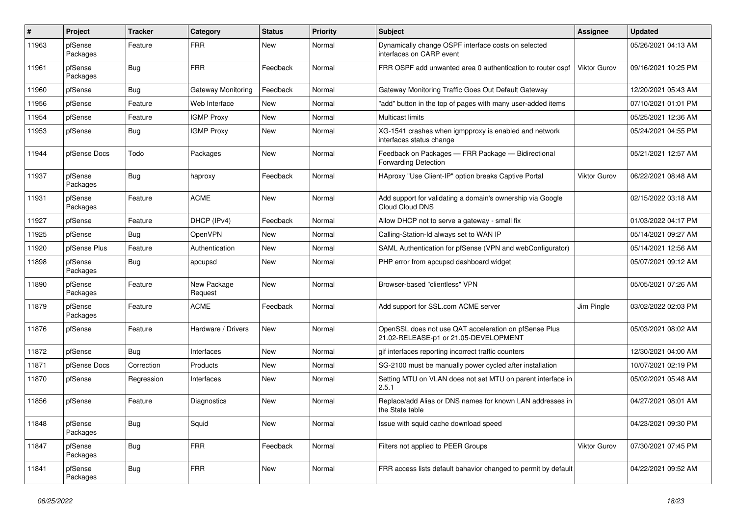| # | Project | Tracker | Category | Status | Priority | Subject | Assignee | Updated |
|---|---|---|---|---|---|---|---|---|
| 11963 | pfSense Packages | Feature | FRR | New | Normal | Dynamically change OSPF interface costs on selected interfaces on CARP event | | 05/26/2021 04:13 AM |
| 11961 | pfSense Packages | Bug | FRR | Feedback | Normal | FRR OSPF add unwanted area 0 authentication to router ospf | Viktor Gurov | 09/16/2021 10:25 PM |
| 11960 | pfSense | Bug | Gateway Monitoring | Feedback | Normal | Gateway Monitoring Traffic Goes Out Default Gateway | | 12/20/2021 05:43 AM |
| 11956 | pfSense | Feature | Web Interface | New | Normal | "add" button in the top of pages with many user-added items | | 07/10/2021 01:01 PM |
| 11954 | pfSense | Feature | IGMP Proxy | New | Normal | Multicast limits | | 05/25/2021 12:36 AM |
| 11953 | pfSense | Bug | IGMP Proxy | New | Normal | XG-1541 crashes when igmpproxy is enabled and network interfaces status change | | 05/24/2021 04:55 PM |
| 11944 | pfSense Docs | Todo | Packages | New | Normal | Feedback on Packages — FRR Package — Bidirectional Forwarding Detection | | 05/21/2021 12:57 AM |
| 11937 | pfSense Packages | Bug | haproxy | Feedback | Normal | HAproxy "Use Client-IP" option breaks Captive Portal | Viktor Gurov | 06/22/2021 08:48 AM |
| 11931 | pfSense Packages | Feature | ACME | New | Normal | Add support for validating a domain's ownership via Google Cloud Cloud DNS | | 02/15/2022 03:18 AM |
| 11927 | pfSense | Feature | DHCP (IPv4) | Feedback | Normal | Allow DHCP not to serve a gateway - small fix | | 01/03/2022 04:17 PM |
| 11925 | pfSense | Bug | OpenVPN | New | Normal | Calling-Station-Id always set to WAN IP | | 05/14/2021 09:27 AM |
| 11920 | pfSense Plus | Feature | Authentication | New | Normal | SAML Authentication for pfSense (VPN and webConfigurator) | | 05/14/2021 12:56 AM |
| 11898 | pfSense Packages | Bug | apcupsd | New | Normal | PHP error from apcupsd dashboard widget | | 05/07/2021 09:12 AM |
| 11890 | pfSense Packages | Feature | New Package Request | New | Normal | Browser-based "clientless" VPN | | 05/05/2021 07:26 AM |
| 11879 | pfSense Packages | Feature | ACME | Feedback | Normal | Add support for SSL.com ACME server | Jim Pingle | 03/02/2022 02:03 PM |
| 11876 | pfSense | Feature | Hardware / Drivers | New | Normal | OpenSSL does not use QAT acceleration on pfSense Plus 21.02-RELEASE-p1 or 21.05-DEVELOPMENT | | 05/03/2021 08:02 AM |
| 11872 | pfSense | Bug | Interfaces | New | Normal | gif interfaces reporting incorrect traffic counters | | 12/30/2021 04:00 AM |
| 11871 | pfSense Docs | Correction | Products | New | Normal | SG-2100 must be manually power cycled after installation | | 10/07/2021 02:19 PM |
| 11870 | pfSense | Regression | Interfaces | New | Normal | Setting MTU on VLAN does not set MTU on parent interface in 2.5.1 | | 05/02/2021 05:48 AM |
| 11856 | pfSense | Feature | Diagnostics | New | Normal | Replace/add Alias or DNS names for known LAN addresses in the State table | | 04/27/2021 08:01 AM |
| 11848 | pfSense Packages | Bug | Squid | New | Normal | Issue with squid cache download speed | | 04/23/2021 09:30 PM |
| 11847 | pfSense Packages | Bug | FRR | Feedback | Normal | Filters not applied to PEER Groups | Viktor Gurov | 07/30/2021 07:45 PM |
| 11841 | pfSense Packages | Bug | FRR | New | Normal | FRR access lists default bahavior changed to permit by default | | 04/22/2021 09:52 AM |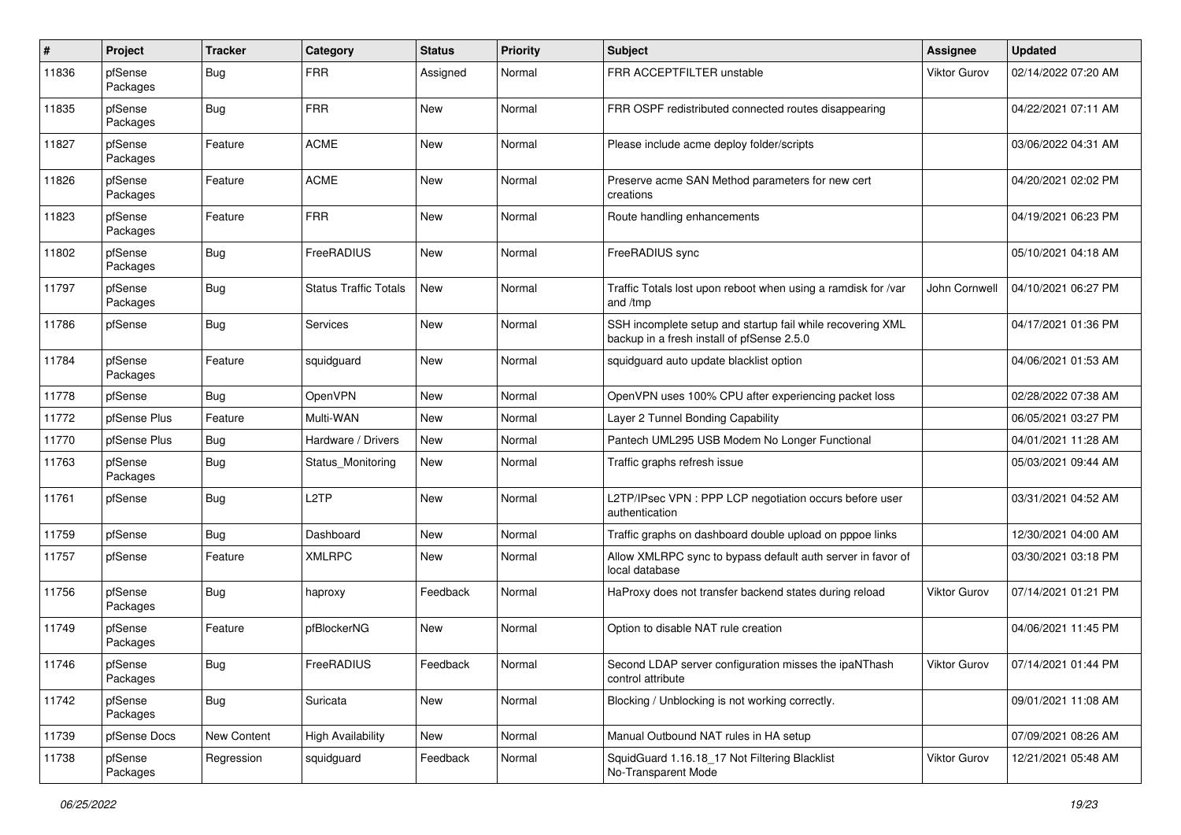| # | Project | Tracker | Category | Status | Priority | Subject | Assignee | Updated |
| --- | --- | --- | --- | --- | --- | --- | --- | --- |
| 11836 | pfSense Packages | Bug | FRR | Assigned | Normal | FRR ACCEPTFILTER unstable | Viktor Gurov | 02/14/2022 07:20 AM |
| 11835 | pfSense Packages | Bug | FRR | New | Normal | FRR OSPF redistributed connected routes disappearing | | 04/22/2021 07:11 AM |
| 11827 | pfSense Packages | Feature | ACME | New | Normal | Please include acme deploy folder/scripts | | 03/06/2022 04:31 AM |
| 11826 | pfSense Packages | Feature | ACME | New | Normal | Preserve acme SAN Method parameters for new cert creations | | 04/20/2021 02:02 PM |
| 11823 | pfSense Packages | Feature | FRR | New | Normal | Route handling enhancements | | 04/19/2021 06:23 PM |
| 11802 | pfSense Packages | Bug | FreeRADIUS | New | Normal | FreeRADIUS sync | | 05/10/2021 04:18 AM |
| 11797 | pfSense Packages | Bug | Status Traffic Totals | New | Normal | Traffic Totals lost upon reboot when using a ramdisk for /var and /tmp | John Cornwell | 04/10/2021 06:27 PM |
| 11786 | pfSense | Bug | Services | New | Normal | SSH incomplete setup and startup fail while recovering XML backup in a fresh install of pfSense 2.5.0 | | 04/17/2021 01:36 PM |
| 11784 | pfSense Packages | Feature | squidguard | New | Normal | squidguard auto update blacklist option | | 04/06/2021 01:53 AM |
| 11778 | pfSense | Bug | OpenVPN | New | Normal | OpenVPN uses 100% CPU after experiencing packet loss | | 02/28/2022 07:38 AM |
| 11772 | pfSense Plus | Feature | Multi-WAN | New | Normal | Layer 2 Tunnel Bonding Capability | | 06/05/2021 03:27 PM |
| 11770 | pfSense Plus | Bug | Hardware / Drivers | New | Normal | Pantech UML295 USB Modem No Longer Functional | | 04/01/2021 11:28 AM |
| 11763 | pfSense Packages | Bug | Status_Monitoring | New | Normal | Traffic graphs refresh issue | | 05/03/2021 09:44 AM |
| 11761 | pfSense | Bug | L2TP | New | Normal | L2TP/IPsec VPN : PPP LCP negotiation occurs before user authentication | | 03/31/2021 04:52 AM |
| 11759 | pfSense | Bug | Dashboard | New | Normal | Traffic graphs on dashboard double upload on pppoe links | | 12/30/2021 04:00 AM |
| 11757 | pfSense | Feature | XMLRPC | New | Normal | Allow XMLRPC sync to bypass default auth server in favor of local database | | 03/30/2021 03:18 PM |
| 11756 | pfSense Packages | Bug | haproxy | Feedback | Normal | HaProxy does not transfer backend states during reload | Viktor Gurov | 07/14/2021 01:21 PM |
| 11749 | pfSense Packages | Feature | pfBlockerNG | New | Normal | Option to disable NAT rule creation | | 04/06/2021 11:45 PM |
| 11746 | pfSense Packages | Bug | FreeRADIUS | Feedback | Normal | Second LDAP server configuration misses the ipaNThash control attribute | Viktor Gurov | 07/14/2021 01:44 PM |
| 11742 | pfSense Packages | Bug | Suricata | New | Normal | Blocking / Unblocking is not working correctly. | | 09/01/2021 11:08 AM |
| 11739 | pfSense Docs | New Content | High Availability | New | Normal | Manual Outbound NAT rules in HA setup | | 07/09/2021 08:26 AM |
| 11738 | pfSense Packages | Regression | squidguard | Feedback | Normal | SquidGuard 1.16.18_17 Not Filtering Blacklist No-Transparent Mode | Viktor Gurov | 12/21/2021 05:48 AM |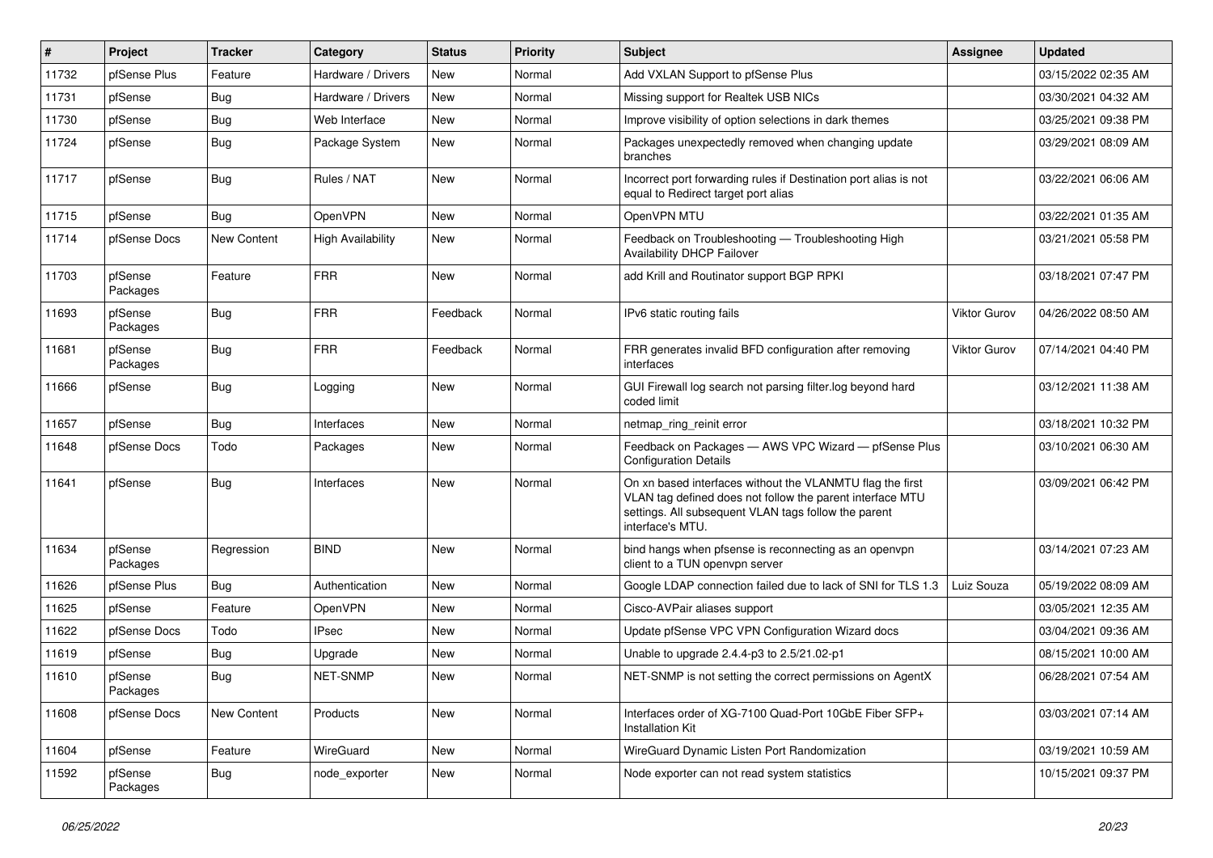| # | Project | Tracker | Category | Status | Priority | Subject | Assignee | Updated |
|---|---|---|---|---|---|---|---|---|
| 11732 | pfSense Plus | Feature | Hardware / Drivers | New | Normal | Add VXLAN Support to pfSense Plus | | 03/15/2022 02:35 AM |
| 11731 | pfSense | Bug | Hardware / Drivers | New | Normal | Missing support for Realtek USB NICs | | 03/30/2021 04:32 AM |
| 11730 | pfSense | Bug | Web Interface | New | Normal | Improve visibility of option selections in dark themes | | 03/25/2021 09:38 PM |
| 11724 | pfSense | Bug | Package System | New | Normal | Packages unexpectedly removed when changing update branches | | 03/29/2021 08:09 AM |
| 11717 | pfSense | Bug | Rules / NAT | New | Normal | Incorrect port forwarding rules if Destination port alias is not equal to Redirect target port alias | | 03/22/2021 06:06 AM |
| 11715 | pfSense | Bug | OpenVPN | New | Normal | OpenVPN MTU | | 03/22/2021 01:35 AM |
| 11714 | pfSense Docs | New Content | High Availability | New | Normal | Feedback on Troubleshooting — Troubleshooting High Availability DHCP Failover | | 03/21/2021 05:58 PM |
| 11703 | pfSense Packages | Feature | FRR | New | Normal | add Krill and Routinator support BGP RPKI | | 03/18/2021 07:47 PM |
| 11693 | pfSense Packages | Bug | FRR | Feedback | Normal | IPv6 static routing fails | Viktor Gurov | 04/26/2022 08:50 AM |
| 11681 | pfSense Packages | Bug | FRR | Feedback | Normal | FRR generates invalid BFD configuration after removing interfaces | Viktor Gurov | 07/14/2021 04:40 PM |
| 11666 | pfSense | Bug | Logging | New | Normal | GUI Firewall log search not parsing filter.log beyond hard coded limit | | 03/12/2021 11:38 AM |
| 11657 | pfSense | Bug | Interfaces | New | Normal | netmap_ring_reinit error | | 03/18/2021 10:32 PM |
| 11648 | pfSense Docs | Todo | Packages | New | Normal | Feedback on Packages — AWS VPC Wizard — pfSense Plus Configuration Details | | 03/10/2021 06:30 AM |
| 11641 | pfSense | Bug | Interfaces | New | Normal | On xn based interfaces without the VLANMTU flag the first VLAN tag defined does not follow the parent interface MTU settings. All subsequent VLAN tags follow the parent interface's MTU. | | 03/09/2021 06:42 PM |
| 11634 | pfSense Packages | Regression | BIND | New | Normal | bind hangs when pfsense is reconnecting as an openvpn client to a TUN openvpn server | | 03/14/2021 07:23 AM |
| 11626 | pfSense Plus | Bug | Authentication | New | Normal | Google LDAP connection failed due to lack of SNI for TLS 1.3 | Luiz Souza | 05/19/2022 08:09 AM |
| 11625 | pfSense | Feature | OpenVPN | New | Normal | Cisco-AVPair aliases support | | 03/05/2021 12:35 AM |
| 11622 | pfSense Docs | Todo | IPsec | New | Normal | Update pfSense VPC VPN Configuration Wizard docs | | 03/04/2021 09:36 AM |
| 11619 | pfSense | Bug | Upgrade | New | Normal | Unable to upgrade 2.4.4-p3 to 2.5/21.02-p1 | | 08/15/2021 10:00 AM |
| 11610 | pfSense Packages | Bug | NET-SNMP | New | Normal | NET-SNMP is not setting the correct permissions on AgentX | | 06/28/2021 07:54 AM |
| 11608 | pfSense Docs | New Content | Products | New | Normal | Interfaces order of XG-7100 Quad-Port 10GbE Fiber SFP+ Installation Kit | | 03/03/2021 07:14 AM |
| 11604 | pfSense | Feature | WireGuard | New | Normal | WireGuard Dynamic Listen Port Randomization | | 03/19/2021 10:59 AM |
| 11592 | pfSense Packages | Bug | node_exporter | New | Normal | Node exporter can not read system statistics | | 10/15/2021 09:37 PM |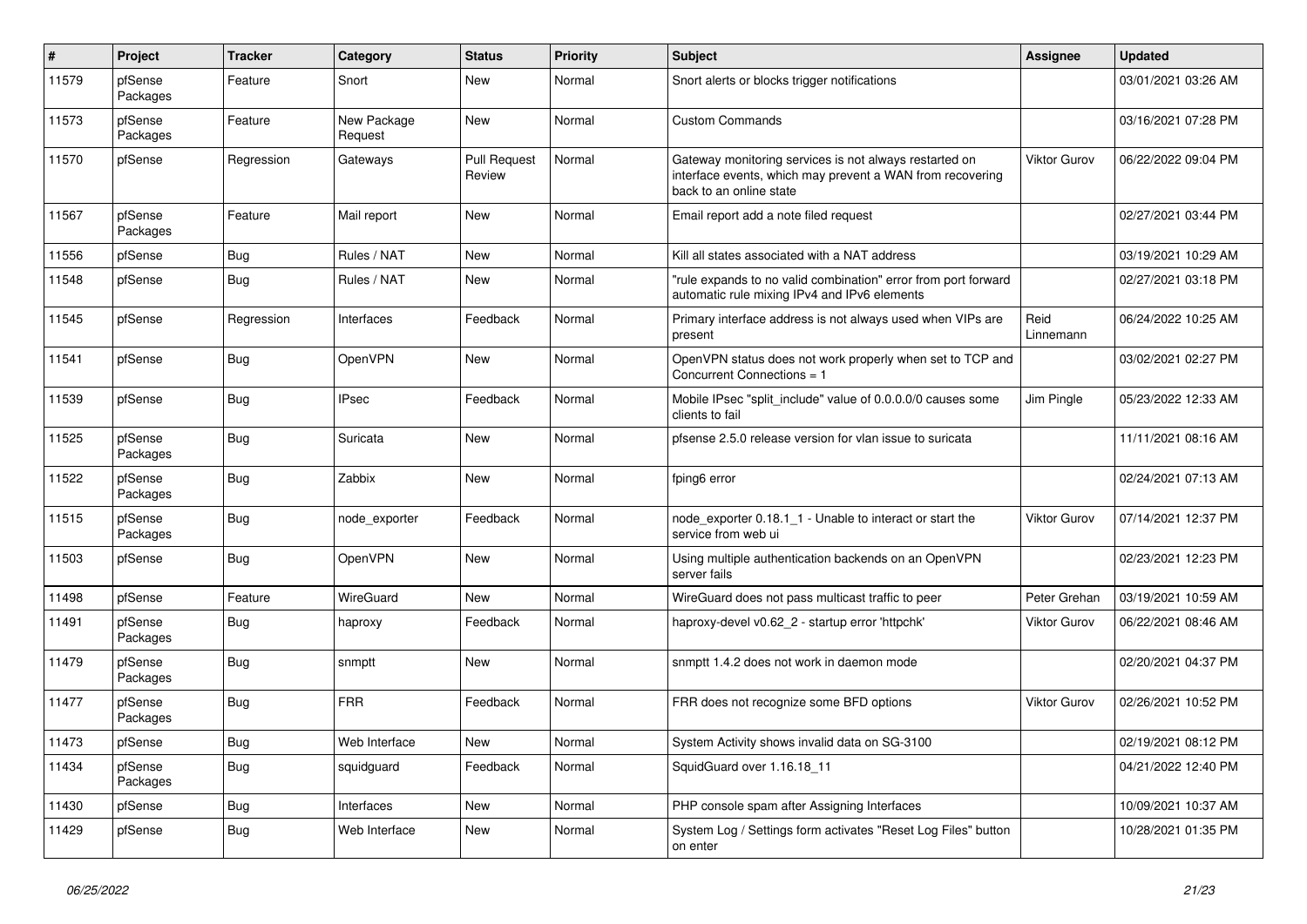| # | Project | Tracker | Category | Status | Priority | Subject | Assignee | Updated |
|---|---|---|---|---|---|---|---|---|
| 11579 | pfSense Packages | Feature | Snort | New | Normal | Snort alerts or blocks trigger notifications | | 03/01/2021 03:26 AM |
| 11573 | pfSense Packages | Feature | New Package Request | New | Normal | Custom Commands | | 03/16/2021 07:28 PM |
| 11570 | pfSense | Regression | Gateways | Pull Request Review | Normal | Gateway monitoring services is not always restarted on interface events, which may prevent a WAN from recovering back to an online state | Viktor Gurov | 06/22/2022 09:04 PM |
| 11567 | pfSense Packages | Feature | Mail report | New | Normal | Email report add a note filed request | | 02/27/2021 03:44 PM |
| 11556 | pfSense | Bug | Rules / NAT | New | Normal | Kill all states associated with a NAT address | | 03/19/2021 10:29 AM |
| 11548 | pfSense | Bug | Rules / NAT | New | Normal | "rule expands to no valid combination" error from port forward automatic rule mixing IPv4 and IPv6 elements | | 02/27/2021 03:18 PM |
| 11545 | pfSense | Regression | Interfaces | Feedback | Normal | Primary interface address is not always used when VIPs are present | Reid Linnemann | 06/24/2022 10:25 AM |
| 11541 | pfSense | Bug | OpenVPN | New | Normal | OpenVPN status does not work properly when set to TCP and Concurrent Connections = 1 | | 03/02/2021 02:27 PM |
| 11539 | pfSense | Bug | IPsec | Feedback | Normal | Mobile IPsec "split_include" value of 0.0.0.0/0 causes some clients to fail | Jim Pingle | 05/23/2022 12:33 AM |
| 11525 | pfSense Packages | Bug | Suricata | New | Normal | pfsense 2.5.0 release version for vlan issue to suricata | | 11/11/2021 08:16 AM |
| 11522 | pfSense Packages | Bug | Zabbix | New | Normal | fping6 error | | 02/24/2021 07:13 AM |
| 11515 | pfSense Packages | Bug | node_exporter | Feedback | Normal | node_exporter 0.18.1_1 - Unable to interact or start the service from web ui | Viktor Gurov | 07/14/2021 12:37 PM |
| 11503 | pfSense | Bug | OpenVPN | New | Normal | Using multiple authentication backends on an OpenVPN server fails | | 02/23/2021 12:23 PM |
| 11498 | pfSense | Feature | WireGuard | New | Normal | WireGuard does not pass multicast traffic to peer | Peter Grehan | 03/19/2021 10:59 AM |
| 11491 | pfSense Packages | Bug | haproxy | Feedback | Normal | haproxy-devel v0.62_2 - startup error 'httpchk' | Viktor Gurov | 06/22/2021 08:46 AM |
| 11479 | pfSense Packages | Bug | snmptt | New | Normal | snmptt 1.4.2 does not work in daemon mode | | 02/20/2021 04:37 PM |
| 11477 | pfSense Packages | Bug | FRR | Feedback | Normal | FRR does not recognize some BFD options | Viktor Gurov | 02/26/2021 10:52 PM |
| 11473 | pfSense | Bug | Web Interface | New | Normal | System Activity shows invalid data on SG-3100 | | 02/19/2021 08:12 PM |
| 11434 | pfSense Packages | Bug | squidguard | Feedback | Normal | SquidGuard over 1.16.18_11 | | 04/21/2022 12:40 PM |
| 11430 | pfSense | Bug | Interfaces | New | Normal | PHP console spam after Assigning Interfaces | | 10/09/2021 10:37 AM |
| 11429 | pfSense | Bug | Web Interface | New | Normal | System Log / Settings form activates "Reset Log Files" button on enter | | 10/28/2021 01:35 PM |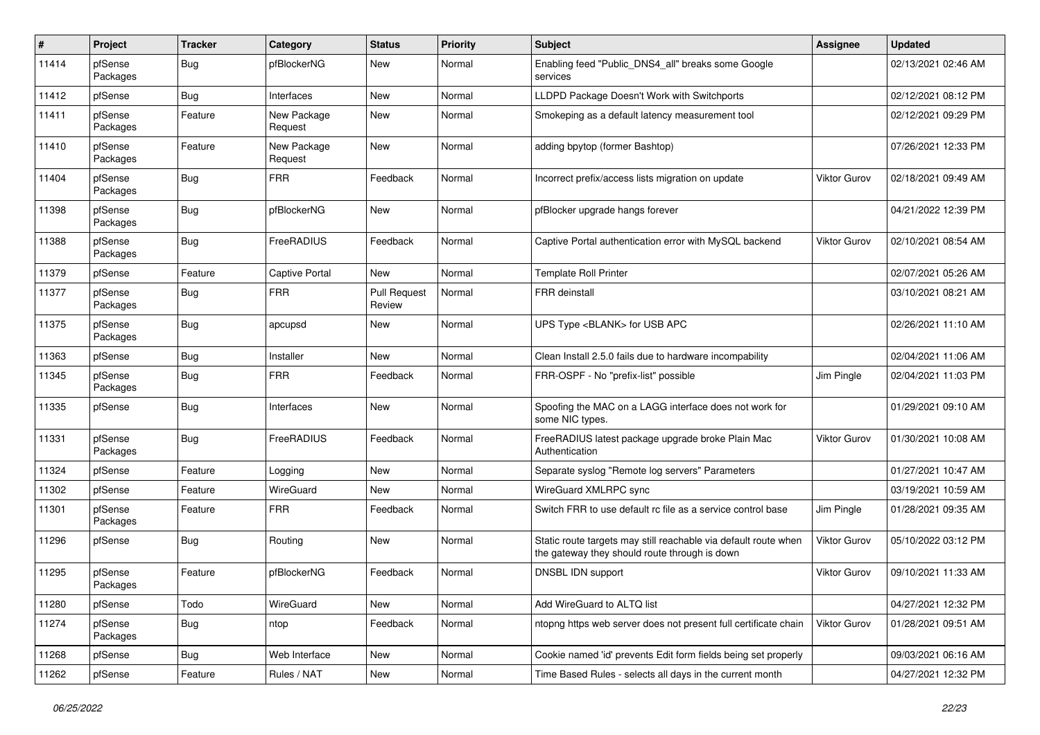| # | Project | Tracker | Category | Status | Priority | Subject | Assignee | Updated |
|---|---|---|---|---|---|---|---|---|
| 11414 | pfSense Packages | Bug | pfBlockerNG | New | Normal | Enabling feed "Public_DNS4_all" breaks some Google services | | 02/13/2021 02:46 AM |
| 11412 | pfSense | Bug | Interfaces | New | Normal | LLDPD Package Doesn't Work with Switchports | | 02/12/2021 08:12 PM |
| 11411 | pfSense Packages | Feature | New Package Request | New | Normal | Smokeping as a default latency measurement tool | | 02/12/2021 09:29 PM |
| 11410 | pfSense Packages | Feature | New Package Request | New | Normal | adding bpytop (former Bashtop) | | 07/26/2021 12:33 PM |
| 11404 | pfSense Packages | Bug | FRR | Feedback | Normal | Incorrect prefix/access lists migration on update | Viktor Gurov | 02/18/2021 09:49 AM |
| 11398 | pfSense Packages | Bug | pfBlockerNG | New | Normal | pfBlocker upgrade hangs forever | | 04/21/2022 12:39 PM |
| 11388 | pfSense Packages | Bug | FreeRADIUS | Feedback | Normal | Captive Portal authentication error with MySQL backend | Viktor Gurov | 02/10/2021 08:54 AM |
| 11379 | pfSense | Feature | Captive Portal | New | Normal | Template Roll Printer | | 02/07/2021 05:26 AM |
| 11377 | pfSense Packages | Bug | FRR | Pull Request Review | Normal | FRR deinstall | | 03/10/2021 08:21 AM |
| 11375 | pfSense Packages | Bug | apcupsd | New | Normal | UPS Type <BLANK> for USB APC | | 02/26/2021 11:10 AM |
| 11363 | pfSense | Bug | Installer | New | Normal | Clean Install 2.5.0 fails due to hardware incompability | | 02/04/2021 11:06 AM |
| 11345 | pfSense Packages | Bug | FRR | Feedback | Normal | FRR-OSPF - No "prefix-list" possible | Jim Pingle | 02/04/2021 11:03 PM |
| 11335 | pfSense | Bug | Interfaces | New | Normal | Spoofing the MAC on a LAGG interface does not work for some NIC types. | | 01/29/2021 09:10 AM |
| 11331 | pfSense Packages | Bug | FreeRADIUS | Feedback | Normal | FreeRADIUS latest package upgrade broke Plain Mac Authentication | Viktor Gurov | 01/30/2021 10:08 AM |
| 11324 | pfSense | Feature | Logging | New | Normal | Separate syslog "Remote log servers" Parameters | | 01/27/2021 10:47 AM |
| 11302 | pfSense | Feature | WireGuard | New | Normal | WireGuard XMLRPC sync | | 03/19/2021 10:59 AM |
| 11301 | pfSense Packages | Feature | FRR | Feedback | Normal | Switch FRR to use default rc file as a service control base | Jim Pingle | 01/28/2021 09:35 AM |
| 11296 | pfSense | Bug | Routing | New | Normal | Static route targets may still reachable via default route when the gateway they should route through is down | Viktor Gurov | 05/10/2022 03:12 PM |
| 11295 | pfSense Packages | Feature | pfBlockerNG | Feedback | Normal | DNSBL IDN support | Viktor Gurov | 09/10/2021 11:33 AM |
| 11280 | pfSense | Todo | WireGuard | New | Normal | Add WireGuard to ALTQ list | | 04/27/2021 12:32 PM |
| 11274 | pfSense Packages | Bug | ntop | Feedback | Normal | ntopng https web server does not present full certificate chain | Viktor Gurov | 01/28/2021 09:51 AM |
| 11268 | pfSense | Bug | Web Interface | New | Normal | Cookie named 'id' prevents Edit form fields being set properly | | 09/03/2021 06:16 AM |
| 11262 | pfSense | Feature | Rules / NAT | New | Normal | Time Based Rules - selects all days in the current month | | 04/27/2021 12:32 PM |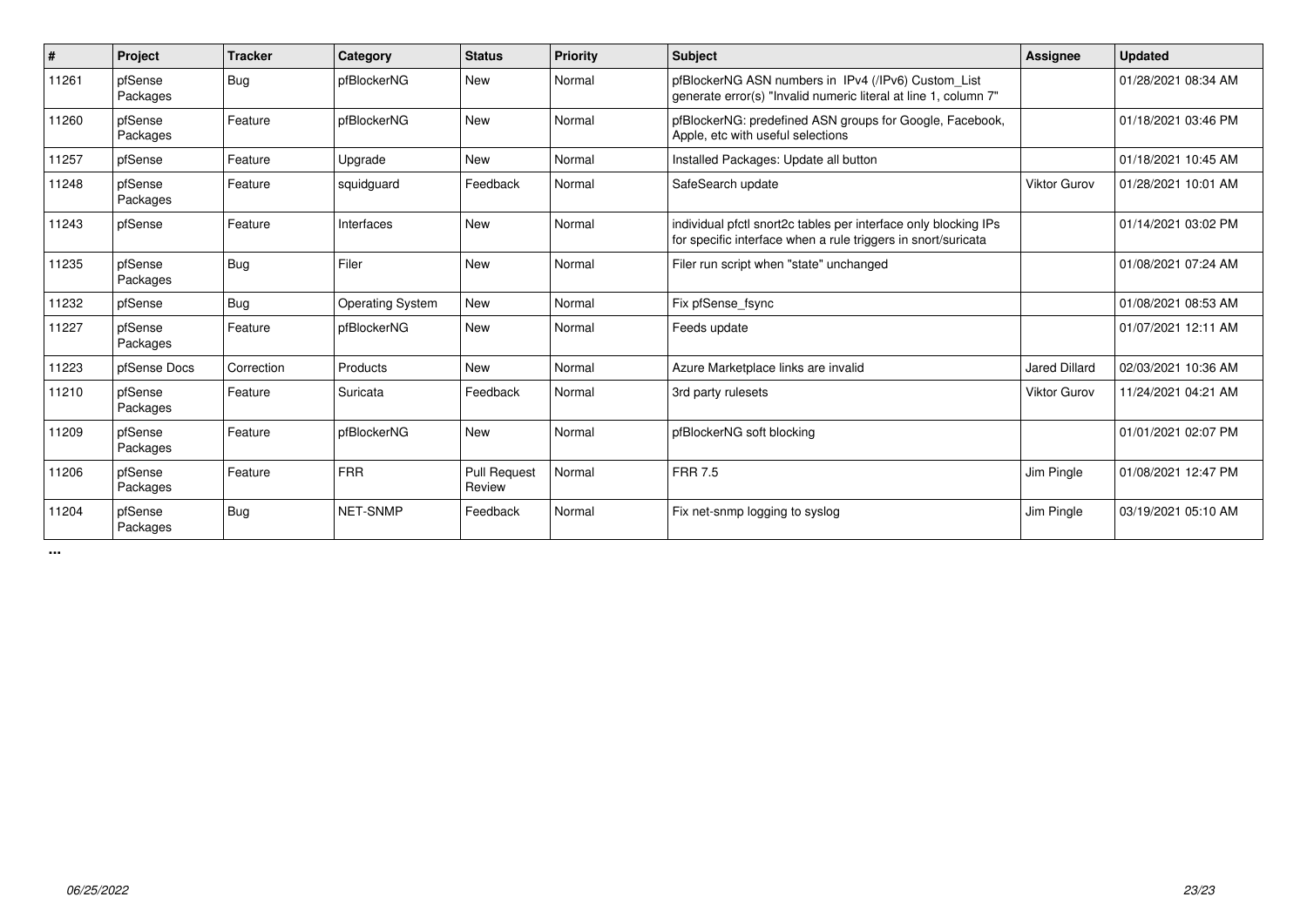| # | Project | Tracker | Category | Status | Priority | Subject | Assignee | Updated |
|---|---|---|---|---|---|---|---|---|
| 11261 | pfSense Packages | Bug | pfBlockerNG | New | Normal | pfBlockerNG ASN numbers in IPv4 (/IPv6) Custom_List generate error(s) "Invalid numeric literal at line 1, column 7" | | 01/28/2021 08:34 AM |
| 11260 | pfSense Packages | Feature | pfBlockerNG | New | Normal | pfBlockerNG: predefined ASN groups for Google, Facebook, Apple, etc with useful selections | | 01/18/2021 03:46 PM |
| 11257 | pfSense | Feature | Upgrade | New | Normal | Installed Packages: Update all button | | 01/18/2021 10:45 AM |
| 11248 | pfSense Packages | Feature | squidguard | Feedback | Normal | SafeSearch update | Viktor Gurov | 01/28/2021 10:01 AM |
| 11243 | pfSense | Feature | Interfaces | New | Normal | individual pfctl snort2c tables per interface only blocking IPs for specific interface when a rule triggers in snort/suricata | | 01/14/2021 03:02 PM |
| 11235 | pfSense Packages | Bug | Filer | New | Normal | Filer run script when "state" unchanged | | 01/08/2021 07:24 AM |
| 11232 | pfSense | Bug | Operating System | New | Normal | Fix pfSense_fsync | | 01/08/2021 08:53 AM |
| 11227 | pfSense Packages | Feature | pfBlockerNG | New | Normal | Feeds update | | 01/07/2021 12:11 AM |
| 11223 | pfSense Docs | Correction | Products | New | Normal | Azure Marketplace links are invalid | Jared Dillard | 02/03/2021 10:36 AM |
| 11210 | pfSense Packages | Feature | Suricata | Feedback | Normal | 3rd party rulesets | Viktor Gurov | 11/24/2021 04:21 AM |
| 11209 | pfSense Packages | Feature | pfBlockerNG | New | Normal | pfBlockerNG soft blocking | | 01/01/2021 02:07 PM |
| 11206 | pfSense Packages | Feature | FRR | Pull Request Review | Normal | FRR 7.5 | Jim Pingle | 01/08/2021 12:47 PM |
| 11204 | pfSense Packages | Bug | NET-SNMP | Feedback | Normal | Fix net-snmp logging to syslog | Jim Pingle | 03/19/2021 05:10 AM |

...